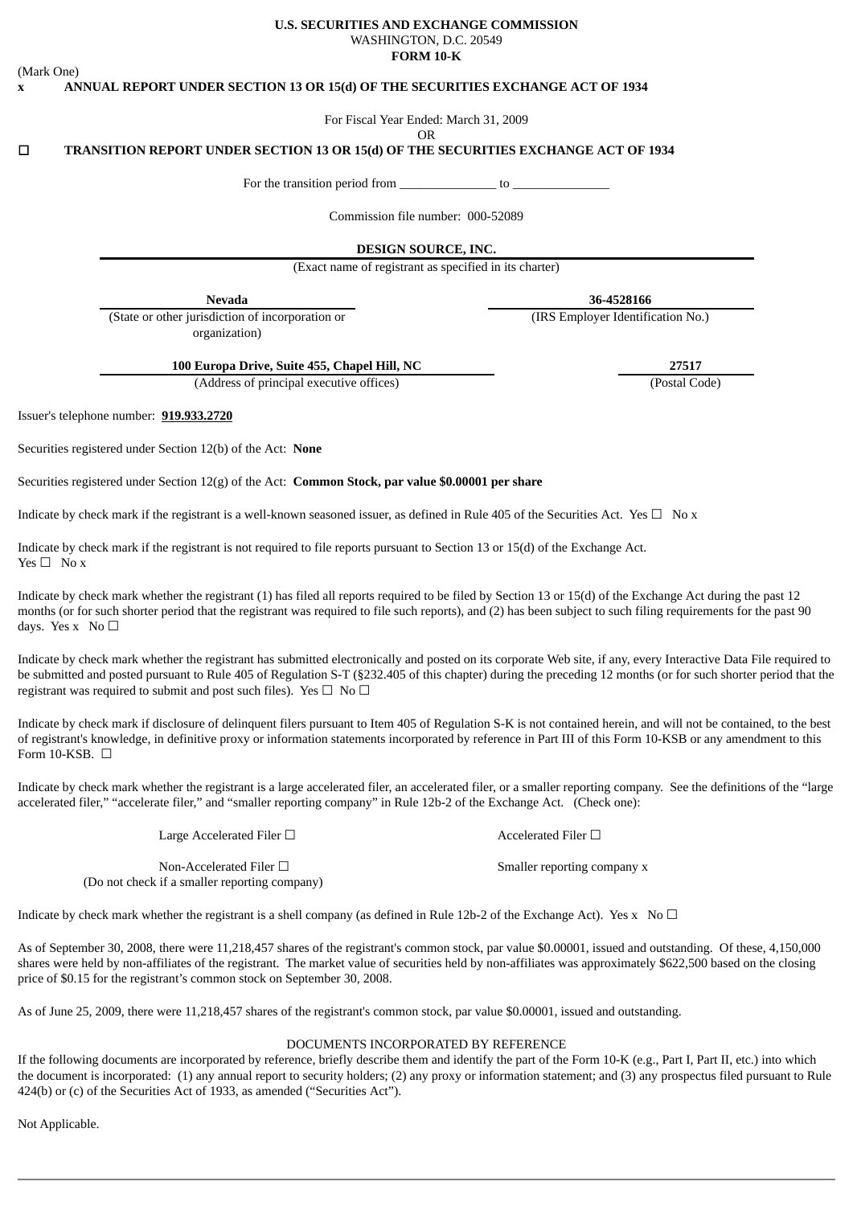**U.S. SECURITIES AND EXCHANGE COMMISSION**
WASHINGTON, D.C. 20549
**FORM 10-K**

(Mark One)

**x ANNUAL REPORT UNDER SECTION 13 OR 15(d) OF THE SECURITIES EXCHANGE ACT OF 1934**

For Fiscal Year Ended: March 31, 2009

OR

**☐ TRANSITION REPORT UNDER SECTION 13 OR 15(d) OF THE SECURITIES EXCHANGE ACT OF 1934**

For the transition period from _______________ to _______________

Commission file number: 000-52089

**DESIGN SOURCE, INC.**
(Exact name of registrant as specified in its charter)

| **Nevada** | **36-4528166** |
|---|---|
| (State or other jurisdiction of incorporation or organization) | (IRS Employer Identification No.) |
| **100 Europa Drive, Suite 455, Chapel Hill, NC** | **27517** |
| (Address of principal executive offices) | (Postal Code) |

Issuer's telephone number: **919.933.2720**

Securities registered under Section 12(b) of the Act: **None**

Securities registered under Section 12(g) of the Act: **Common Stock, par value $0.00001 per share**

Indicate by check mark if the registrant is a well-known seasoned issuer, as defined in Rule 405 of the Securities Act. Yes ☐ No x

Indicate by check mark if the registrant is not required to file reports pursuant to Section 13 or 15(d) of the Exchange Act. Yes ☐ No x

Indicate by check mark whether the registrant (1) has filed all reports required to be filed by Section 13 or 15(d) of the Exchange Act during the past 12 months (or for such shorter period that the registrant was required to file such reports), and (2) has been subject to such filing requirements for the past 90 days. Yes x No ☐

Indicate by check mark whether the registrant has submitted electronically and posted on its corporate Web site, if any, every Interactive Data File required to be submitted and posted pursuant to Rule 405 of Regulation S-T (§232.405 of this chapter) during the preceding 12 months (or for such shorter period that the registrant was required to submit and post such files). Yes ☐ No ☐

Indicate by check mark if disclosure of delinquent filers pursuant to Item 405 of Regulation S-K is not contained herein, and will not be contained, to the best of registrant's knowledge, in definitive proxy or information statements incorporated by reference in Part III of this Form 10-KSB or any amendment to this Form 10-KSB. ☐

Indicate by check mark whether the registrant is a large accelerated filer, an accelerated filer, or a smaller reporting company. See the definitions of the "large accelerated filer," "accelerate filer," and "smaller reporting company" in Rule 12b-2 of the Exchange Act. (Check one):

| | |
|---|---|
| Large Accelerated Filer ☐ | Accelerated Filer ☐ |
| Non-Accelerated Filer ☐ (Do not check if a smaller reporting company) | Smaller reporting company x |

Indicate by check mark whether the registrant is a shell company (as defined in Rule 12b-2 of the Exchange Act). Yes x No ☐

As of September 30, 2008, there were 11,218,457 shares of the registrant's common stock, par value $0.00001, issued and outstanding. Of these, 4,150,000 shares were held by non-affiliates of the registrant. The market value of securities held by non-affiliates was approximately $622,500 based on the closing price of $0.15 for the registrant's common stock on September 30, 2008.

As of June 25, 2009, there were 11,218,457 shares of the registrant's common stock, par value $0.00001, issued and outstanding.

DOCUMENTS INCORPORATED BY REFERENCE

If the following documents are incorporated by reference, briefly describe them and identify the part of the Form 10-K (e.g., Part I, Part II, etc.) into which the document is incorporated: (1) any annual report to security holders; (2) any proxy or information statement; and (3) any prospectus filed pursuant to Rule 424(b) or (c) of the Securities Act of 1933, as amended ("Securities Act").

Not Applicable.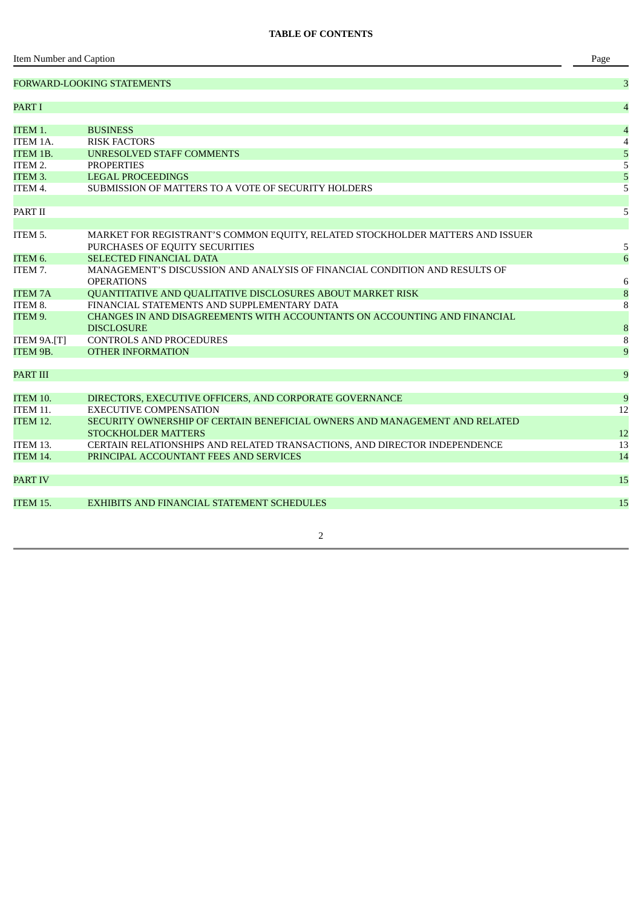**TABLE OF CONTENTS**

| Item Number and Caption | | Page |
|---|---|---|
| FORWARD-LOOKING STATEMENTS | | 3 |
| PART I | | 4 |
| ITEM 1. | BUSINESS | 4 |
| ITEM 1A. | RISK FACTORS | 4 |
| ITEM 1B. | UNRESOLVED STAFF COMMENTS | 5 |
| ITEM 2. | PROPERTIES | 5 |
| ITEM 3. | LEGAL PROCEEDINGS | 5 |
| ITEM 4. | SUBMISSION OF MATTERS TO A VOTE OF SECURITY HOLDERS | 5 |
| PART II | | 5 |
| ITEM 5. | MARKET FOR REGISTRANT'S COMMON EQUITY, RELATED STOCKHOLDER MATTERS AND ISSUER PURCHASES OF EQUITY SECURITIES | 5 |
| ITEM 6. | SELECTED FINANCIAL DATA | 6 |
| ITEM 7. | MANAGEMENT'S DISCUSSION AND ANALYSIS OF FINANCIAL CONDITION AND RESULTS OF OPERATIONS | 6 |
| ITEM 7A | QUANTITATIVE AND QUALITATIVE DISCLOSURES ABOUT MARKET RISK | 8 |
| ITEM 8. | FINANCIAL STATEMENTS AND SUPPLEMENTARY DATA | 8 |
| ITEM 9. | CHANGES IN AND DISAGREEMENTS WITH ACCOUNTANTS ON ACCOUNTING AND FINANCIAL DISCLOSURE | 8 |
| ITEM 9A.[T] | CONTROLS AND PROCEDURES | 8 |
| ITEM 9B. | OTHER INFORMATION | 9 |
| PART III | | 9 |
| ITEM 10. | DIRECTORS, EXECUTIVE OFFICERS, AND CORPORATE GOVERNANCE | 9 |
| ITEM 11. | EXECUTIVE COMPENSATION | 12 |
| ITEM 12. | SECURITY OWNERSHIP OF CERTAIN BENEFICIAL OWNERS AND MANAGEMENT AND RELATED STOCKHOLDER MATTERS | 12 |
| ITEM 13. | CERTAIN RELATIONSHIPS AND RELATED TRANSACTIONS, AND DIRECTOR INDEPENDENCE | 13 |
| ITEM 14. | PRINCIPAL ACCOUNTANT FEES AND SERVICES | 14 |
| PART IV | | 15 |
| ITEM 15. | EXHIBITS AND FINANCIAL STATEMENT SCHEDULES | 15 |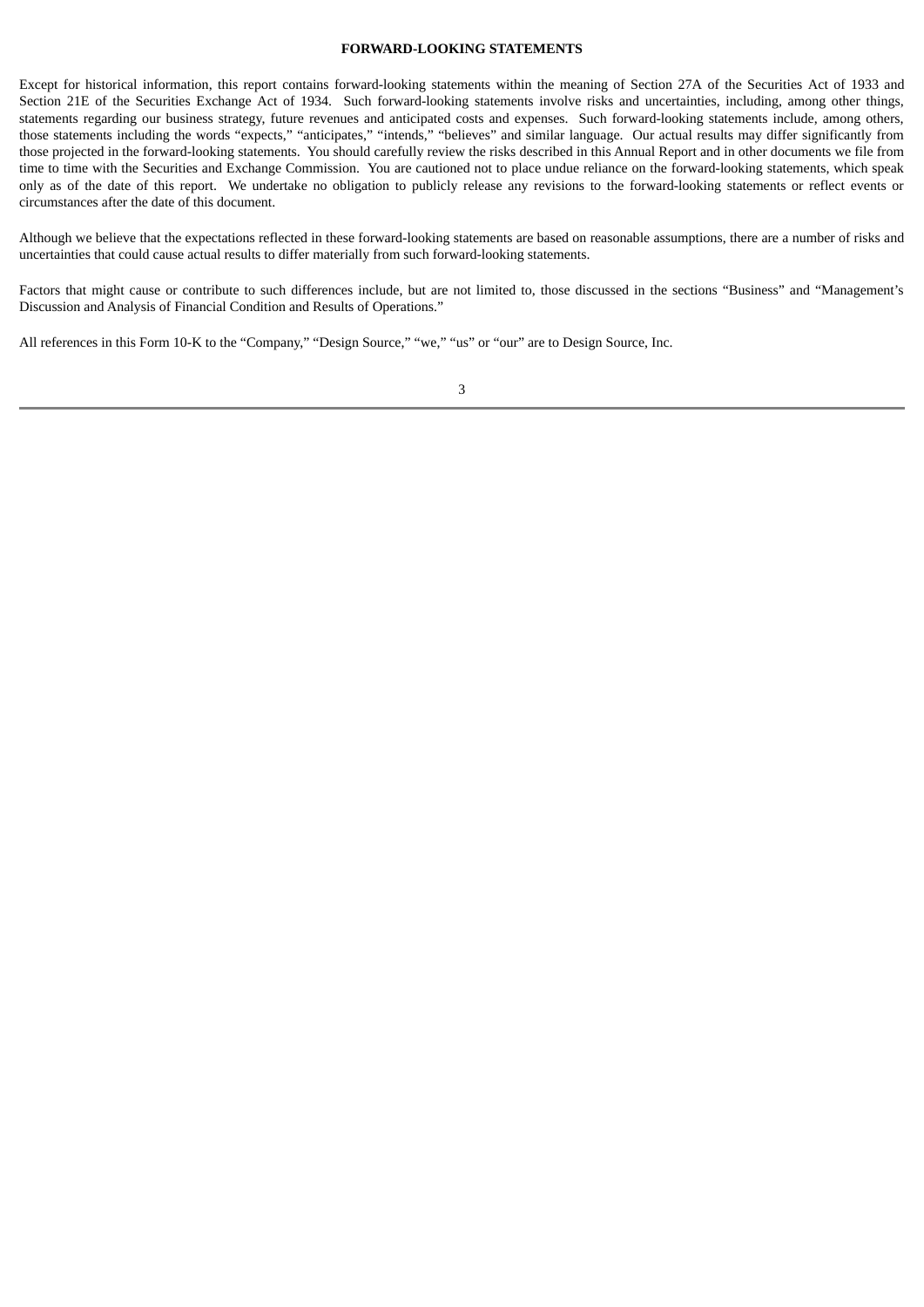## FORWARD-LOOKING STATEMENTS

Except for historical information, this report contains forward-looking statements within the meaning of Section 27A of the Securities Act of 1933 and Section 21E of the Securities Exchange Act of 1934. Such forward-looking statements involve risks and uncertainties, including, among other things, statements regarding our business strategy, future revenues and anticipated costs and expenses. Such forward-looking statements include, among others, those statements including the words "expects," "anticipates," "intends," "believes" and similar language. Our actual results may differ significantly from those projected in the forward-looking statements. You should carefully review the risks described in this Annual Report and in other documents we file from time to time with the Securities and Exchange Commission. You are cautioned not to place undue reliance on the forward-looking statements, which speak only as of the date of this report. We undertake no obligation to publicly release any revisions to the forward-looking statements or reflect events or circumstances after the date of this document.

Although we believe that the expectations reflected in these forward-looking statements are based on reasonable assumptions, there are a number of risks and uncertainties that could cause actual results to differ materially from such forward-looking statements.

Factors that might cause or contribute to such differences include, but are not limited to, those discussed in the sections "Business" and "Management's Discussion and Analysis of Financial Condition and Results of Operations."

All references in this Form 10-K to the "Company," "Design Source," "we," "us" or "our" are to Design Source, Inc.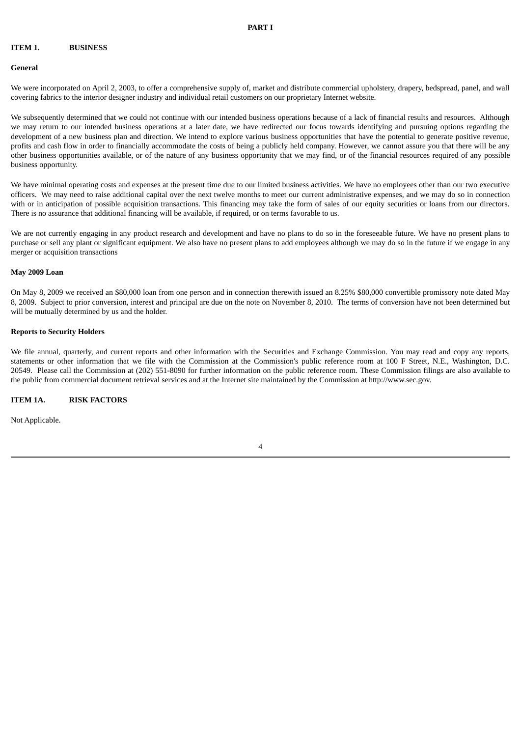# PART I

## ITEM 1. BUSINESS

### General

We were incorporated on April 2, 2003, to offer a comprehensive supply of, market and distribute commercial upholstery, drapery, bedspread, panel, and wall covering fabrics to the interior designer industry and individual retail customers on our proprietary Internet website.

We subsequently determined that we could not continue with our intended business operations because of a lack of financial results and resources. Although we may return to our intended business operations at a later date, we have redirected our focus towards identifying and pursuing options regarding the development of a new business plan and direction. We intend to explore various business opportunities that have the potential to generate positive revenue, profits and cash flow in order to financially accommodate the costs of being a publicly held company. However, we cannot assure you that there will be any other business opportunities available, or of the nature of any business opportunity that we may find, or of the financial resources required of any possible business opportunity.

We have minimal operating costs and expenses at the present time due to our limited business activities. We have no employees other than our two executive officers. We may need to raise additional capital over the next twelve months to meet our current administrative expenses, and we may do so in connection with or in anticipation of possible acquisition transactions. This financing may take the form of sales of our equity securities or loans from our directors. There is no assurance that additional financing will be available, if required, or on terms favorable to us.

We are not currently engaging in any product research and development and have no plans to do so in the foreseeable future. We have no present plans to purchase or sell any plant or significant equipment. We also have no present plans to add employees although we may do so in the future if we engage in any merger or acquisition transactions

### May 2009 Loan

On May 8, 2009 we received an $80,000 loan from one person and in connection therewith issued an 8.25% $80,000 convertible promissory note dated May 8, 2009. Subject to prior conversion, interest and principal are due on the note on November 8, 2010. The terms of conversion have not been determined but will be mutually determined by us and the holder.

### Reports to Security Holders

We file annual, quarterly, and current reports and other information with the Securities and Exchange Commission. You may read and copy any reports, statements or other information that we file with the Commission at the Commission's public reference room at 100 F Street, N.E., Washington, D.C. 20549. Please call the Commission at (202) 551-8090 for further information on the public reference room. These Commission filings are also available to the public from commercial document retrieval services and at the Internet site maintained by the Commission at http://www.sec.gov.

## ITEM 1A. RISK FACTORS

Not Applicable.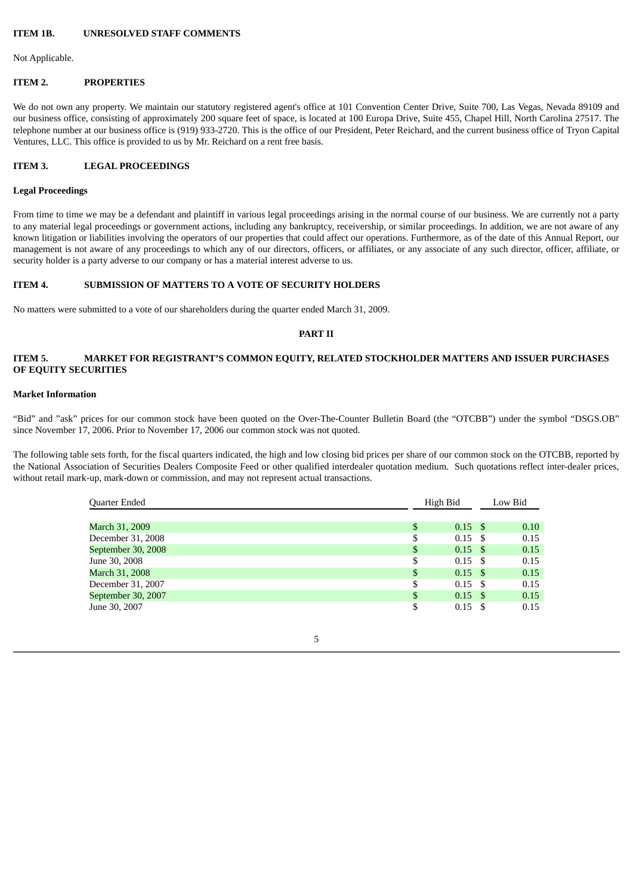### ITEM 1B. UNRESOLVED STAFF COMMENTS

Not Applicable.

### ITEM 2. PROPERTIES

We do not own any property. We maintain our statutory registered agent's office at 101 Convention Center Drive, Suite 700, Las Vegas, Nevada 89109 and our business office, consisting of approximately 200 square feet of space, is located at 100 Europa Drive, Suite 455, Chapel Hill, North Carolina 27517. The telephone number at our business office is (919) 933-2720. This is the office of our President, Peter Reichard, and the current business office of Tryon Capital Ventures, LLC. This office is provided to us by Mr. Reichard on a rent free basis.

### ITEM 3. LEGAL PROCEEDINGS

**Legal Proceedings**

From time to time we may be a defendant and plaintiff in various legal proceedings arising in the normal course of our business. We are currently not a party to any material legal proceedings or government actions, including any bankruptcy, receivership, or similar proceedings. In addition, we are not aware of any known litigation or liabilities involving the operators of our properties that could affect our operations. Furthermore, as of the date of this Annual Report, our management is not aware of any proceedings to which any of our directors, officers, or affiliates, or any associate of any such director, officer, affiliate, or security holder is a party adverse to our company or has a material interest adverse to us.

### ITEM 4. SUBMISSION OF MATTERS TO A VOTE OF SECURITY HOLDERS

No matters were submitted to a vote of our shareholders during the quarter ended March 31, 2009.

## PART II

### ITEM 5. MARKET FOR REGISTRANT'S COMMON EQUITY, RELATED STOCKHOLDER MATTERS AND ISSUER PURCHASES OF EQUITY SECURITIES

**Market Information**

"Bid" and "ask" prices for our common stock have been quoted on the Over-The-Counter Bulletin Board (the "OTCBB") under the symbol "DSGS.OB" since November 17, 2006. Prior to November 17, 2006 our common stock was not quoted.

The following table sets forth, for the fiscal quarters indicated, the high and low closing bid prices per share of our common stock on the OTCBB, reported by the National Association of Securities Dealers Composite Feed or other qualified interdealer quotation medium. Such quotations reflect inter-dealer prices, without retail mark-up, mark-down or commission, and may not represent actual transactions.

| Quarter Ended | High Bid | Low Bid |
|---|---|---|
| March 31, 2009 | $ 0.15 | $ 0.10 |
| December 31, 2008 | $ 0.15 | $ 0.15 |
| September 30, 2008 | $ 0.15 | $ 0.15 |
| June 30, 2008 | $ 0.15 | $ 0.15 |
| March 31, 2008 | $ 0.15 | $ 0.15 |
| December 31, 2007 | $ 0.15 | $ 0.15 |
| September 30, 2007 | $ 0.15 | $ 0.15 |
| June 30, 2007 | $ 0.15 | $ 0.15 |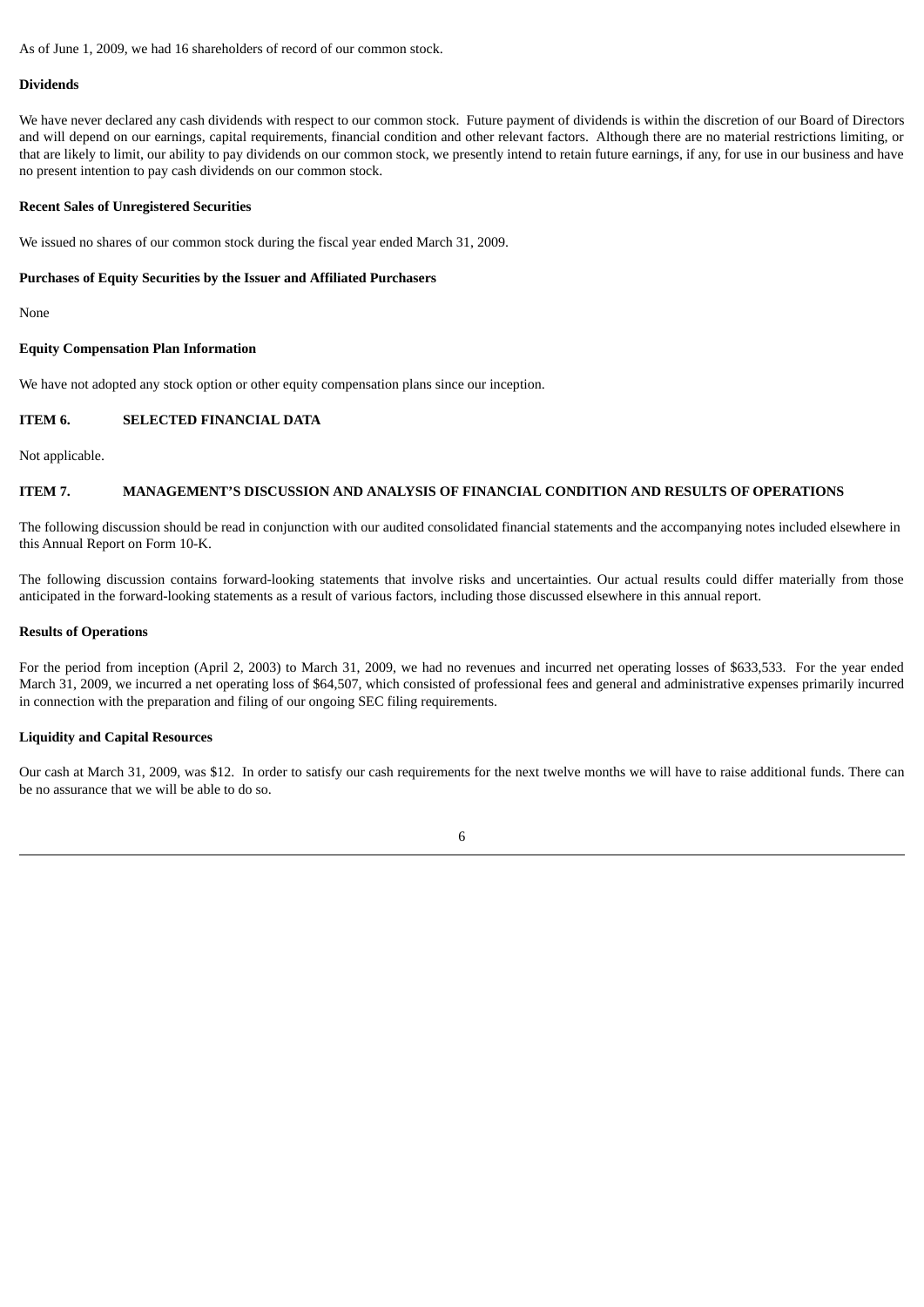As of June 1, 2009, we had 16 shareholders of record of our common stock.

**Dividends**

We have never declared any cash dividends with respect to our common stock. Future payment of dividends is within the discretion of our Board of Directors and will depend on our earnings, capital requirements, financial condition and other relevant factors. Although there are no material restrictions limiting, or that are likely to limit, our ability to pay dividends on our common stock, we presently intend to retain future earnings, if any, for use in our business and have no present intention to pay cash dividends on our common stock.

**Recent Sales of Unregistered Securities**

We issued no shares of our common stock during the fiscal year ended March 31, 2009.

**Purchases of Equity Securities by the Issuer and Affiliated Purchasers**

None

**Equity Compensation Plan Information**

We have not adopted any stock option or other equity compensation plans since our inception.

## ITEM 6. SELECTED FINANCIAL DATA

Not applicable.

## ITEM 7. MANAGEMENT'S DISCUSSION AND ANALYSIS OF FINANCIAL CONDITION AND RESULTS OF OPERATIONS

The following discussion should be read in conjunction with our audited consolidated financial statements and the accompanying notes included elsewhere in this Annual Report on Form 10-K.

The following discussion contains forward-looking statements that involve risks and uncertainties. Our actual results could differ materially from those anticipated in the forward-looking statements as a result of various factors, including those discussed elsewhere in this annual report.

**Results of Operations**

For the period from inception (April 2, 2003) to March 31, 2009, we had no revenues and incurred net operating losses of $633,533. For the year ended March 31, 2009, we incurred a net operating loss of $64,507, which consisted of professional fees and general and administrative expenses primarily incurred in connection with the preparation and filing of our ongoing SEC filing requirements.

**Liquidity and Capital Resources**

Our cash at March 31, 2009, was $12. In order to satisfy our cash requirements for the next twelve months we will have to raise additional funds. There can be no assurance that we will be able to do so.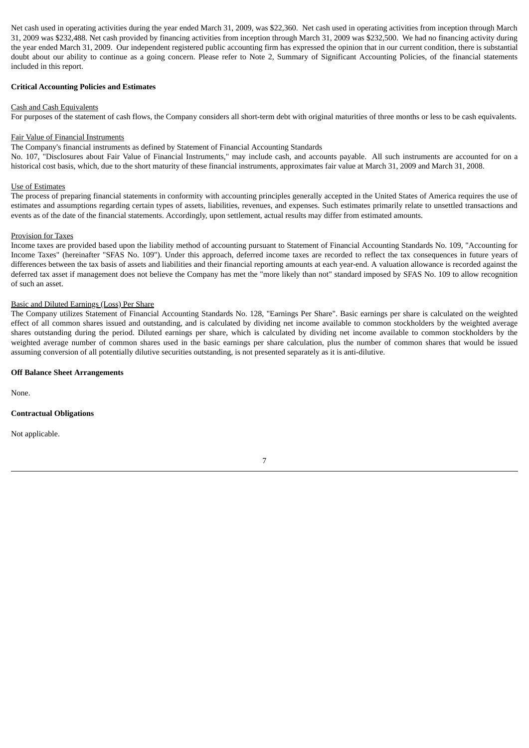Net cash used in operating activities during the year ended March 31, 2009, was $22,360. Net cash used in operating activities from inception through March 31, 2009 was $232,488. Net cash provided by financing activities from inception through March 31, 2009 was $232,500. We had no financing activity during the year ended March 31, 2009. Our independent registered public accounting firm has expressed the opinion that in our current condition, there is substantial doubt about our ability to continue as a going concern. Please refer to Note 2, Summary of Significant Accounting Policies, of the financial statements included in this report.

**Critical Accounting Policies and Estimates**

Cash and Cash Equivalents

For purposes of the statement of cash flows, the Company considers all short-term debt with original maturities of three months or less to be cash equivalents.

Fair Value of Financial Instruments

The Company's financial instruments as defined by Statement of Financial Accounting Standards No. 107, "Disclosures about Fair Value of Financial Instruments," may include cash, and accounts payable. All such instruments are accounted for on a historical cost basis, which, due to the short maturity of these financial instruments, approximates fair value at March 31, 2009 and March 31, 2008.

Use of Estimates

The process of preparing financial statements in conformity with accounting principles generally accepted in the United States of America requires the use of estimates and assumptions regarding certain types of assets, liabilities, revenues, and expenses. Such estimates primarily relate to unsettled transactions and events as of the date of the financial statements. Accordingly, upon settlement, actual results may differ from estimated amounts.

Provision for Taxes

Income taxes are provided based upon the liability method of accounting pursuant to Statement of Financial Accounting Standards No. 109, "Accounting for Income Taxes" (hereinafter "SFAS No. 109"). Under this approach, deferred income taxes are recorded to reflect the tax consequences in future years of differences between the tax basis of assets and liabilities and their financial reporting amounts at each year-end. A valuation allowance is recorded against the deferred tax asset if management does not believe the Company has met the "more likely than not" standard imposed by SFAS No. 109 to allow recognition of such an asset.

Basic and Diluted Earnings (Loss) Per Share

The Company utilizes Statement of Financial Accounting Standards No. 128, "Earnings Per Share". Basic earnings per share is calculated on the weighted effect of all common shares issued and outstanding, and is calculated by dividing net income available to common stockholders by the weighted average shares outstanding during the period. Diluted earnings per share, which is calculated by dividing net income available to common stockholders by the weighted average number of common shares used in the basic earnings per share calculation, plus the number of common shares that would be issued assuming conversion of all potentially dilutive securities outstanding, is not presented separately as it is anti-dilutive.

**Off Balance Sheet Arrangements**

None.

**Contractual Obligations**

Not applicable.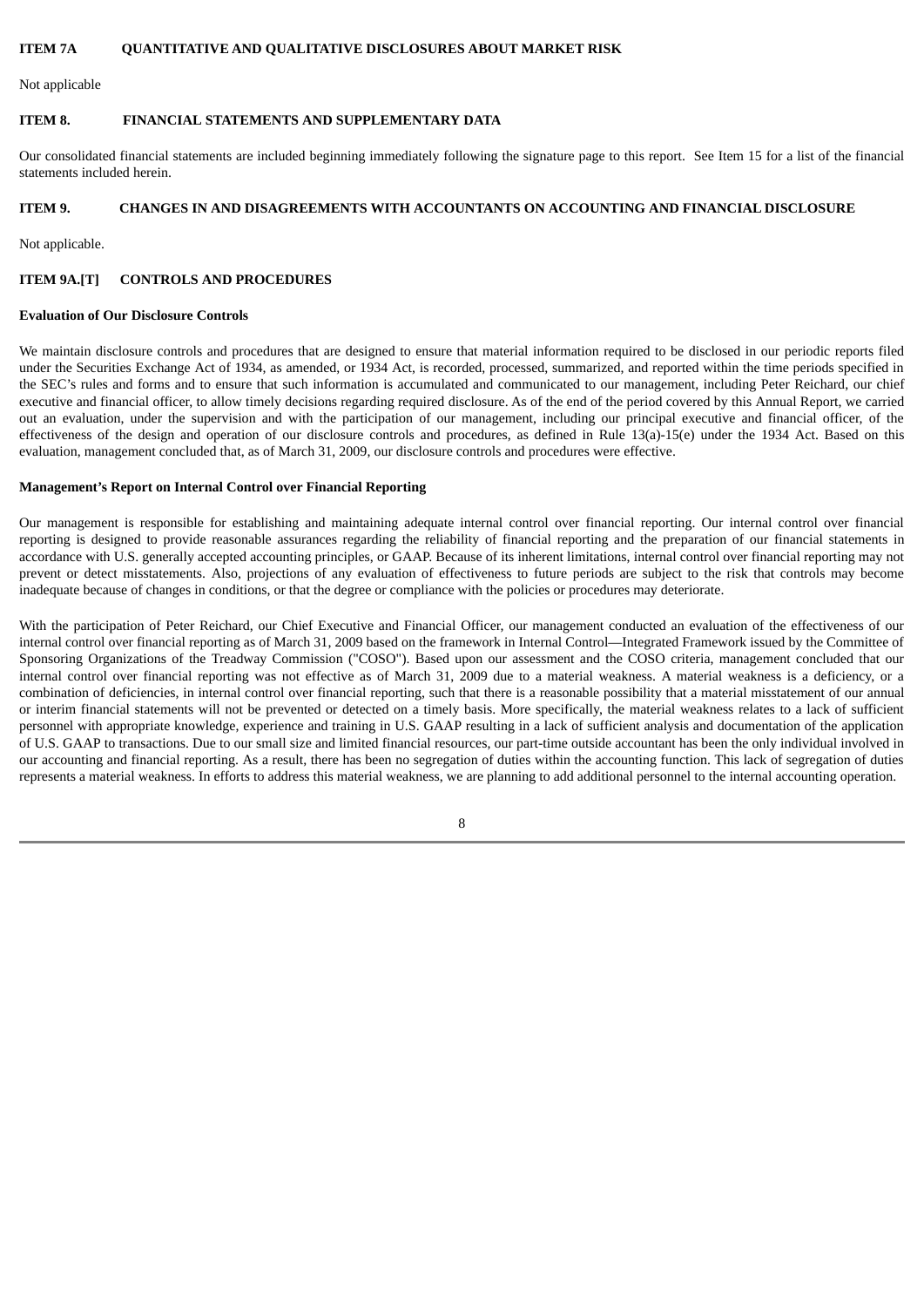**ITEM 7A QUANTITATIVE AND QUALITATIVE DISCLOSURES ABOUT MARKET RISK**

Not applicable

**ITEM 8. FINANCIAL STATEMENTS AND SUPPLEMENTARY DATA**

Our consolidated financial statements are included beginning immediately following the signature page to this report. See Item 15 for a list of the financial statements included herein.

**ITEM 9. CHANGES IN AND DISAGREEMENTS WITH ACCOUNTANTS ON ACCOUNTING AND FINANCIAL DISCLOSURE**

Not applicable.

**ITEM 9A.[T] CONTROLS AND PROCEDURES**

**Evaluation of Our Disclosure Controls**

We maintain disclosure controls and procedures that are designed to ensure that material information required to be disclosed in our periodic reports filed under the Securities Exchange Act of 1934, as amended, or 1934 Act, is recorded, processed, summarized, and reported within the time periods specified in the SEC's rules and forms and to ensure that such information is accumulated and communicated to our management, including Peter Reichard, our chief executive and financial officer, to allow timely decisions regarding required disclosure. As of the end of the period covered by this Annual Report, we carried out an evaluation, under the supervision and with the participation of our management, including our principal executive and financial officer, of the effectiveness of the design and operation of our disclosure controls and procedures, as defined in Rule 13(a)-15(e) under the 1934 Act. Based on this evaluation, management concluded that, as of March 31, 2009, our disclosure controls and procedures were effective.

**Management's Report on Internal Control over Financial Reporting**

Our management is responsible for establishing and maintaining adequate internal control over financial reporting. Our internal control over financial reporting is designed to provide reasonable assurances regarding the reliability of financial reporting and the preparation of our financial statements in accordance with U.S. generally accepted accounting principles, or GAAP. Because of its inherent limitations, internal control over financial reporting may not prevent or detect misstatements. Also, projections of any evaluation of effectiveness to future periods are subject to the risk that controls may become inadequate because of changes in conditions, or that the degree or compliance with the policies or procedures may deteriorate.

With the participation of Peter Reichard, our Chief Executive and Financial Officer, our management conducted an evaluation of the effectiveness of our internal control over financial reporting as of March 31, 2009 based on the framework in Internal Control—Integrated Framework issued by the Committee of Sponsoring Organizations of the Treadway Commission ("COSO"). Based upon our assessment and the COSO criteria, management concluded that our internal control over financial reporting was not effective as of March 31, 2009 due to a material weakness. A material weakness is a deficiency, or a combination of deficiencies, in internal control over financial reporting, such that there is a reasonable possibility that a material misstatement of our annual or interim financial statements will not be prevented or detected on a timely basis. More specifically, the material weakness relates to a lack of sufficient personnel with appropriate knowledge, experience and training in U.S. GAAP resulting in a lack of sufficient analysis and documentation of the application of U.S. GAAP to transactions. Due to our small size and limited financial resources, our part-time outside accountant has been the only individual involved in our accounting and financial reporting. As a result, there has been no segregation of duties within the accounting function. This lack of segregation of duties represents a material weakness. In efforts to address this material weakness, we are planning to add additional personnel to the internal accounting operation.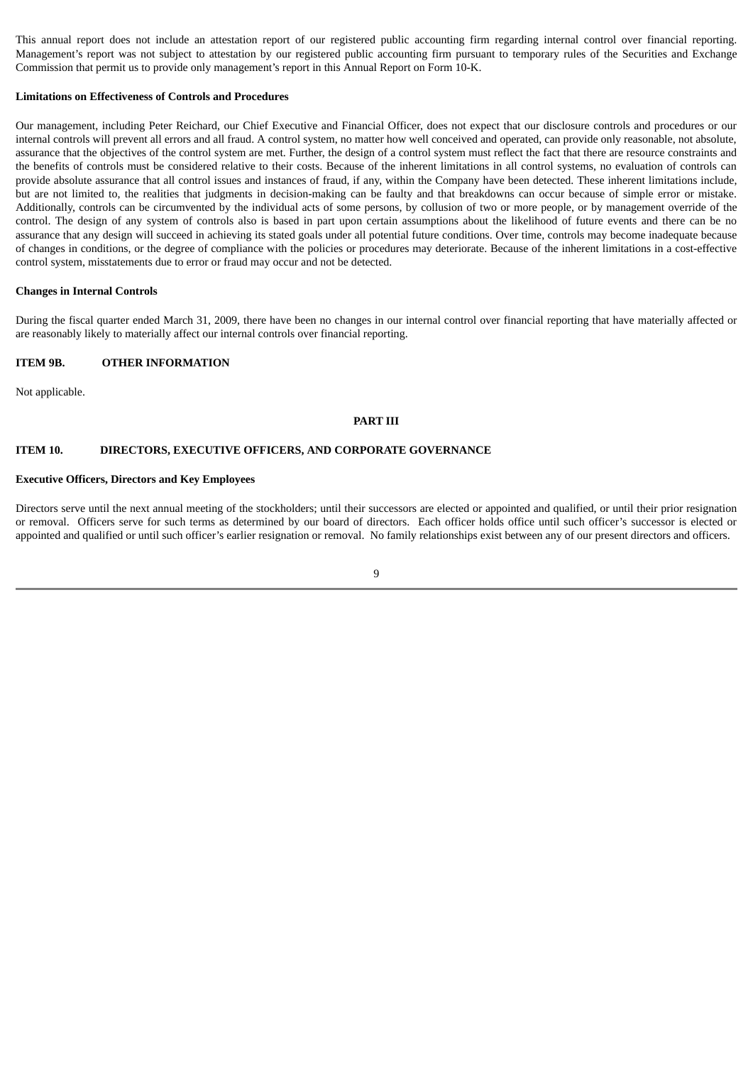This annual report does not include an attestation report of our registered public accounting firm regarding internal control over financial reporting. Management's report was not subject to attestation by our registered public accounting firm pursuant to temporary rules of the Securities and Exchange Commission that permit us to provide only management's report in this Annual Report on Form 10-K.

**Limitations on Effectiveness of Controls and Procedures**

Our management, including Peter Reichard, our Chief Executive and Financial Officer, does not expect that our disclosure controls and procedures or our internal controls will prevent all errors and all fraud. A control system, no matter how well conceived and operated, can provide only reasonable, not absolute, assurance that the objectives of the control system are met. Further, the design of a control system must reflect the fact that there are resource constraints and the benefits of controls must be considered relative to their costs. Because of the inherent limitations in all control systems, no evaluation of controls can provide absolute assurance that all control issues and instances of fraud, if any, within the Company have been detected. These inherent limitations include, but are not limited to, the realities that judgments in decision-making can be faulty and that breakdowns can occur because of simple error or mistake. Additionally, controls can be circumvented by the individual acts of some persons, by collusion of two or more people, or by management override of the control. The design of any system of controls also is based in part upon certain assumptions about the likelihood of future events and there can be no assurance that any design will succeed in achieving its stated goals under all potential future conditions. Over time, controls may become inadequate because of changes in conditions, or the degree of compliance with the policies or procedures may deteriorate. Because of the inherent limitations in a cost-effective control system, misstatements due to error or fraud may occur and not be detected.

**Changes in Internal Controls**

During the fiscal quarter ended March 31, 2009, there have been no changes in our internal control over financial reporting that have materially affected or are reasonably likely to materially affect our internal controls over financial reporting.

## ITEM 9B. OTHER INFORMATION

Not applicable.

# PART III

## ITEM 10. DIRECTORS, EXECUTIVE OFFICERS, AND CORPORATE GOVERNANCE

**Executive Officers, Directors and Key Employees**

Directors serve until the next annual meeting of the stockholders; until their successors are elected or appointed and qualified, or until their prior resignation or removal. Officers serve for such terms as determined by our board of directors. Each officer holds office until such officer's successor is elected or appointed and qualified or until such officer's earlier resignation or removal. No family relationships exist between any of our present directors and officers.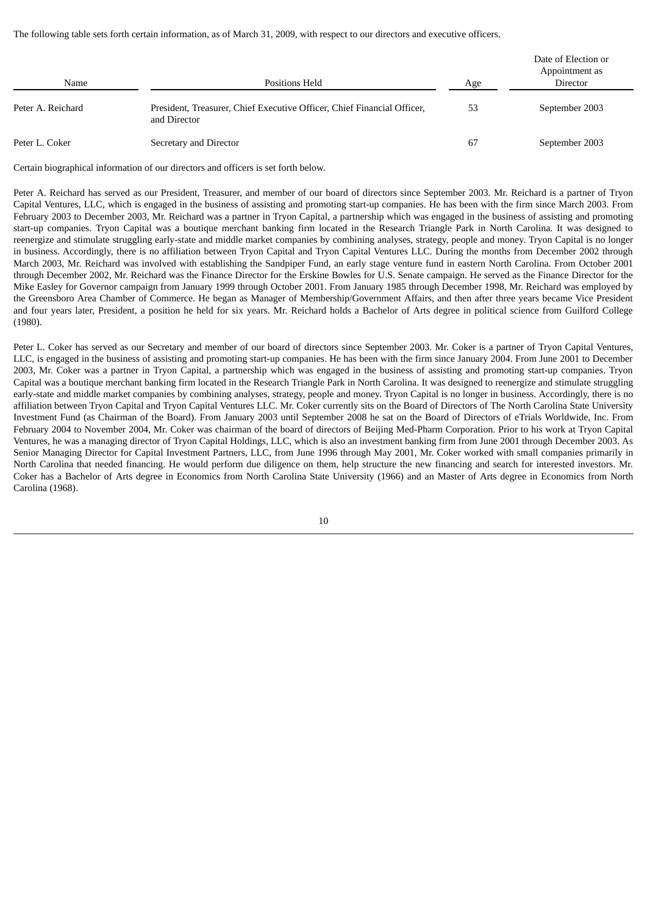The following table sets forth certain information, as of March 31, 2009, with respect to our directors and executive officers.

| Name | Positions Held | Age | Date of Election or Appointment as Director |
|---|---|---|---|
| Peter A. Reichard | President, Treasurer, Chief Executive Officer, Chief Financial Officer, and Director | 53 | September 2003 |
| Peter L. Coker | Secretary and Director | 67 | September 2003 |

Certain biographical information of our directors and officers is set forth below.

Peter A. Reichard has served as our President, Treasurer, and member of our board of directors since September 2003. Mr. Reichard is a partner of Tryon Capital Ventures, LLC, which is engaged in the business of assisting and promoting start-up companies. He has been with the firm since March 2003. From February 2003 to December 2003, Mr. Reichard was a partner in Tryon Capital, a partnership which was engaged in the business of assisting and promoting start-up companies. Tryon Capital was a boutique merchant banking firm located in the Research Triangle Park in North Carolina. It was designed to reenergize and stimulate struggling early-state and middle market companies by combining analyses, strategy, people and money. Tryon Capital is no longer in business. Accordingly, there is no affiliation between Tryon Capital and Tryon Capital Ventures LLC. During the months from December 2002 through March 2003, Mr. Reichard was involved with establishing the Sandpiper Fund, an early stage venture fund in eastern North Carolina. From October 2001 through December 2002, Mr. Reichard was the Finance Director for the Erskine Bowles for U.S. Senate campaign. He served as the Finance Director for the Mike Easley for Governor campaign from January 1999 through October 2001. From January 1985 through December 1998, Mr. Reichard was employed by the Greensboro Area Chamber of Commerce. He began as Manager of Membership/Government Affairs, and then after three years became Vice President and four years later, President, a position he held for six years. Mr. Reichard holds a Bachelor of Arts degree in political science from Guilford College (1980).

Peter L. Coker has served as our Secretary and member of our board of directors since September 2003. Mr. Coker is a partner of Tryon Capital Ventures, LLC, is engaged in the business of assisting and promoting start-up companies. He has been with the firm since January 2004. From June 2001 to December 2003, Mr. Coker was a partner in Tryon Capital, a partnership which was engaged in the business of assisting and promoting start-up companies. Tryon Capital was a boutique merchant banking firm located in the Research Triangle Park in North Carolina. It was designed to reenergize and stimulate struggling early-state and middle market companies by combining analyses, strategy, people and money. Tryon Capital is no longer in business. Accordingly, there is no affiliation between Tryon Capital and Tryon Capital Ventures LLC. Mr. Coker currently sits on the Board of Directors of The North Carolina State University Investment Fund (as Chairman of the Board). From January 2003 until September 2008 he sat on the Board of Directors of eTrials Worldwide, Inc. From February 2004 to November 2004, Mr. Coker was chairman of the board of directors of Beijing Med-Pharm Corporation. Prior to his work at Tryon Capital Ventures, he was a managing director of Tryon Capital Holdings, LLC, which is also an investment banking firm from June 2001 through December 2003. As Senior Managing Director for Capital Investment Partners, LLC, from June 1996 through May 2001, Mr. Coker worked with small companies primarily in North Carolina that needed financing. He would perform due diligence on them, help structure the new financing and search for interested investors. Mr. Coker has a Bachelor of Arts degree in Economics from North Carolina State University (1966) and an Master of Arts degree in Economics from North Carolina (1968).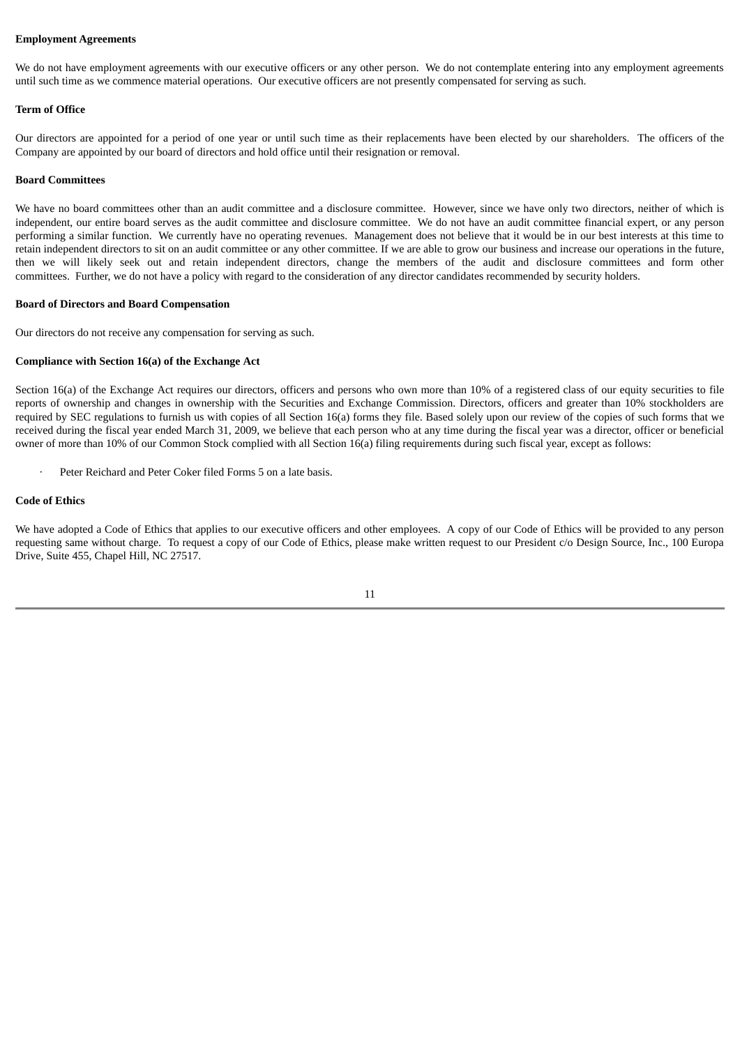**Employment Agreements**

We do not have employment agreements with our executive officers or any other person. We do not contemplate entering into any employment agreements until such time as we commence material operations. Our executive officers are not presently compensated for serving as such.

**Term of Office**

Our directors are appointed for a period of one year or until such time as their replacements have been elected by our shareholders. The officers of the Company are appointed by our board of directors and hold office until their resignation or removal.

**Board Committees**

We have no board committees other than an audit committee and a disclosure committee. However, since we have only two directors, neither of which is independent, our entire board serves as the audit committee and disclosure committee. We do not have an audit committee financial expert, or any person performing a similar function. We currently have no operating revenues. Management does not believe that it would be in our best interests at this time to retain independent directors to sit on an audit committee or any other committee. If we are able to grow our business and increase our operations in the future, then we will likely seek out and retain independent directors, change the members of the audit and disclosure committees and form other committees. Further, we do not have a policy with regard to the consideration of any director candidates recommended by security holders.

**Board of Directors and Board Compensation**

Our directors do not receive any compensation for serving as such.

**Compliance with Section 16(a) of the Exchange Act**

Section 16(a) of the Exchange Act requires our directors, officers and persons who own more than 10% of a registered class of our equity securities to file reports of ownership and changes in ownership with the Securities and Exchange Commission. Directors, officers and greater than 10% stockholders are required by SEC regulations to furnish us with copies of all Section 16(a) forms they file. Based solely upon our review of the copies of such forms that we received during the fiscal year ended March 31, 2009, we believe that each person who at any time during the fiscal year was a director, officer or beneficial owner of more than 10% of our Common Stock complied with all Section 16(a) filing requirements during such fiscal year, except as follows:

- Peter Reichard and Peter Coker filed Forms 5 on a late basis.

**Code of Ethics**

We have adopted a Code of Ethics that applies to our executive officers and other employees. A copy of our Code of Ethics will be provided to any person requesting same without charge. To request a copy of our Code of Ethics, please make written request to our President c/o Design Source, Inc., 100 Europa Drive, Suite 455, Chapel Hill, NC 27517.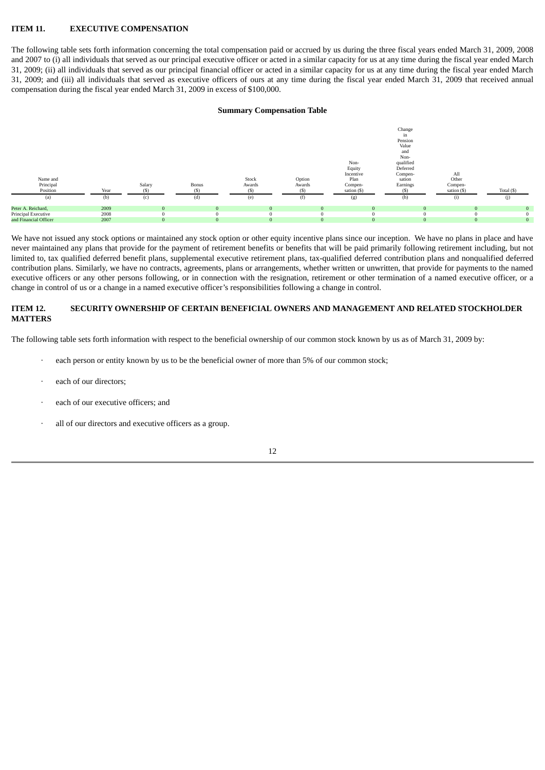## ITEM 11. EXECUTIVE COMPENSATION

The following table sets forth information concerning the total compensation paid or accrued by us during the three fiscal years ended March 31, 2009, 2008 and 2007 to (i) all individuals that served as our principal executive officer or acted in a similar capacity for us at any time during the fiscal year ended March 31, 2009; (ii) all individuals that served as our principal financial officer or acted in a similar capacity for us at any time during the fiscal year ended March 31, 2009; and (iii) all individuals that served as executive officers of ours at any time during the fiscal year ended March 31, 2009 that received annual compensation during the fiscal year ended March 31, 2009 in excess of $100,000.

**Summary Compensation Table**

| Name and Principal Position | Year | Salary ($) | Bonus ($) | Stock Awards ($) | Option Awards ($) | Non-Equity Incentive Plan Compensation ($) | Change in Pension Value and Non-qualified Deferred Compensation Earnings ($) | All Other Compensation ($) | Total ($) |
|---|---|---|---|---|---|---|---|---|---|
| (a) | (b) | (c) | (d) | (e) | (f) | (g) | (h) | (i) | (j) |
| Peter A. Reichard, | 2009 | 0 | 0 | 0 | 0 | 0 | 0 | 0 | 0 |
| Principal Executive | 2008 | 0 | 0 | 0 | 0 | 0 | 0 | 0 | 0 |
| and Financial Officer | 2007 | 0 | 0 | 0 | 0 | 0 | 0 | 0 | 0 |

We have not issued any stock options or maintained any stock option or other equity incentive plans since our inception. We have no plans in place and have never maintained any plans that provide for the payment of retirement benefits or benefits that will be paid primarily following retirement including, but not limited to, tax qualified deferred benefit plans, supplemental executive retirement plans, tax-qualified deferred contribution plans and nonqualified deferred contribution plans. Similarly, we have no contracts, agreements, plans or arrangements, whether written or unwritten, that provide for payments to the named executive officers or any other persons following, or in connection with the resignation, retirement or other termination of a named executive officer, or a change in control of us or a change in a named executive officer's responsibilities following a change in control.

## ITEM 12. SECURITY OWNERSHIP OF CERTAIN BENEFICIAL OWNERS AND MANAGEMENT AND RELATED STOCKHOLDER MATTERS

The following table sets forth information with respect to the beneficial ownership of our common stock known by us as of March 31, 2009 by:

- each person or entity known by us to be the beneficial owner of more than 5% of our common stock;
- each of our directors;
- each of our executive officers; and
- all of our directors and executive officers as a group.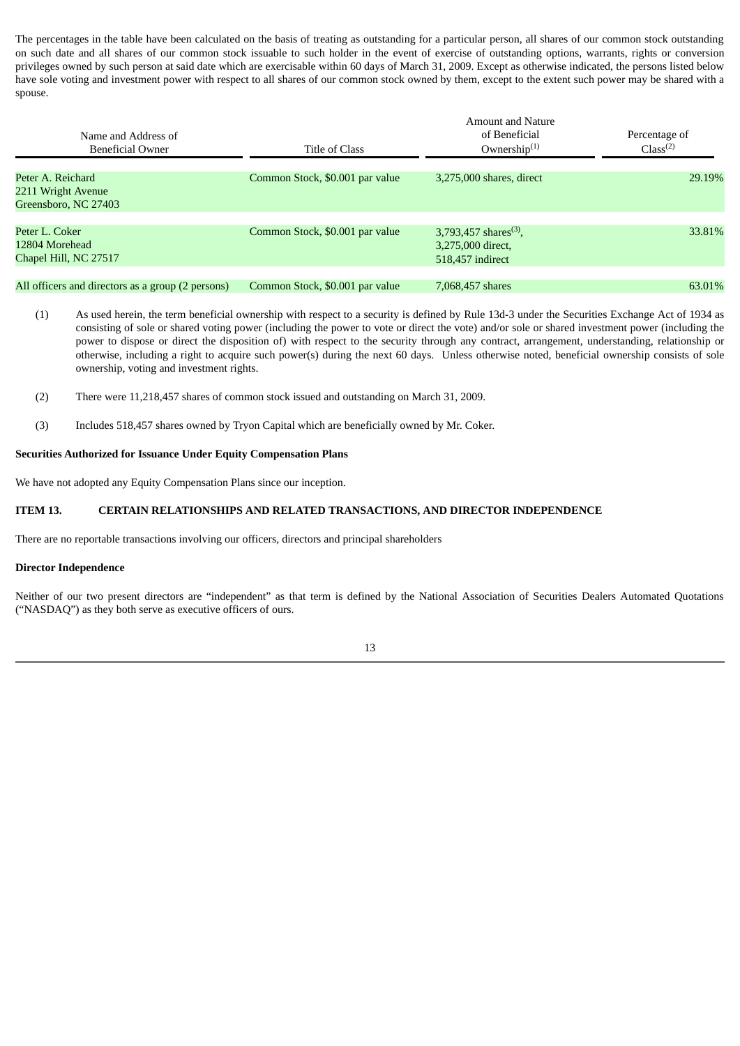The percentages in the table have been calculated on the basis of treating as outstanding for a particular person, all shares of our common stock outstanding on such date and all shares of our common stock issuable to such holder in the event of exercise of outstanding options, warrants, rights or conversion privileges owned by such person at said date which are exercisable within 60 days of March 31, 2009. Except as otherwise indicated, the persons listed below have sole voting and investment power with respect to all shares of our common stock owned by them, except to the extent such power may be shared with a spouse.

| Name and Address of Beneficial Owner | Title of Class | Amount and Nature of Beneficial Ownership[1] | Percentage of Class[2] |
|---|---|---|---|
| Peter A. Reichard<br>2211 Wright Avenue<br>Greensboro, NC 27403 | Common Stock, $0.001 par value | 3,275,000 shares, direct | 29.19% |
| Peter L. Coker<br>12804 Morehead<br>Chapel Hill, NC 27517 | Common Stock, $0.001 par value | 3,793,457 shares[3],<br>3,275,000 direct,<br>518,457 indirect | 33.81% |
| All officers and directors as a group (2 persons) | Common Stock, $0.001 par value | 7,068,457 shares | 63.01% |

(1) As used herein, the term beneficial ownership with respect to a security is defined by Rule 13d-3 under the Securities Exchange Act of 1934 as consisting of sole or shared voting power (including the power to vote or direct the vote) and/or sole or shared investment power (including the power to dispose or direct the disposition of) with respect to the security through any contract, arrangement, understanding, relationship or otherwise, including a right to acquire such power(s) during the next 60 days. Unless otherwise noted, beneficial ownership consists of sole ownership, voting and investment rights.

(2) There were 11,218,457 shares of common stock issued and outstanding on March 31, 2009.

(3) Includes 518,457 shares owned by Tryon Capital which are beneficially owned by Mr. Coker.

**Securities Authorized for Issuance Under Equity Compensation Plans**

We have not adopted any Equity Compensation Plans since our inception.

## ITEM 13. CERTAIN RELATIONSHIPS AND RELATED TRANSACTIONS, AND DIRECTOR INDEPENDENCE

There are no reportable transactions involving our officers, directors and principal shareholders

**Director Independence**

Neither of our two present directors are "independent" as that term is defined by the National Association of Securities Dealers Automated Quotations ("NASDAQ") as they both serve as executive officers of ours.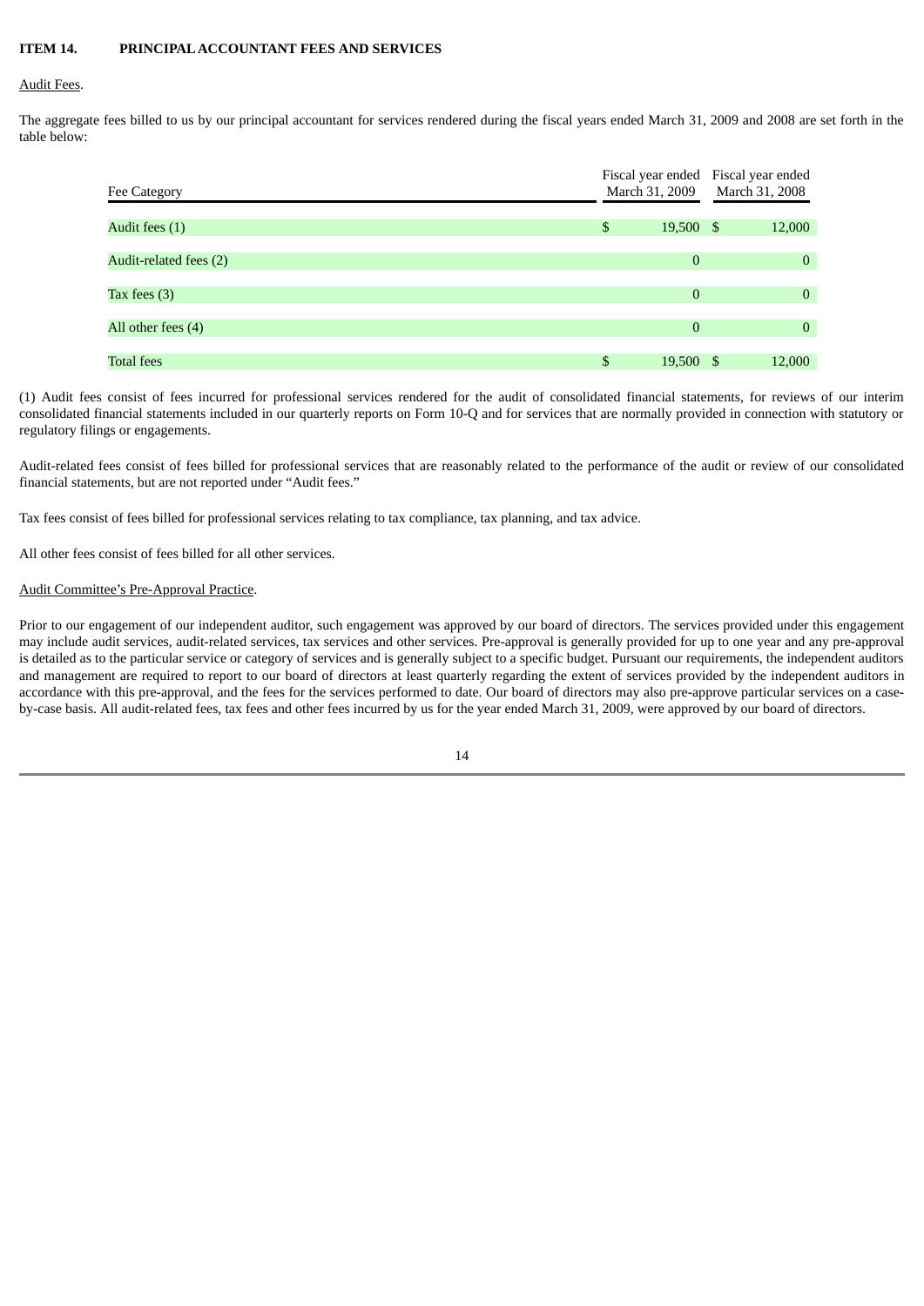**ITEM 14. PRINCIPAL ACCOUNTANT FEES AND SERVICES**

Audit Fees.

The aggregate fees billed to us by our principal accountant for services rendered during the fiscal years ended March 31, 2009 and 2008 are set forth in the table below:

| Fee Category | Fiscal year ended March 31, 2009 | Fiscal year ended March 31, 2008 |
|---|---|---|
| Audit fees (1) | $ 19,500 | $ 12,000 |
| Audit-related fees (2) | 0 | 0 |
| Tax fees (3) | 0 | 0 |
| All other fees (4) | 0 | 0 |
| Total fees | $ 19,500 | $ 12,000 |

(1) Audit fees consist of fees incurred for professional services rendered for the audit of consolidated financial statements, for reviews of our interim consolidated financial statements included in our quarterly reports on Form 10-Q and for services that are normally provided in connection with statutory or regulatory filings or engagements.

Audit-related fees consist of fees billed for professional services that are reasonably related to the performance of the audit or review of our consolidated financial statements, but are not reported under "Audit fees."

Tax fees consist of fees billed for professional services relating to tax compliance, tax planning, and tax advice.

All other fees consist of fees billed for all other services.

Audit Committee's Pre-Approval Practice.

Prior to our engagement of our independent auditor, such engagement was approved by our board of directors. The services provided under this engagement may include audit services, audit-related services, tax services and other services. Pre-approval is generally provided for up to one year and any pre-approval is detailed as to the particular service or category of services and is generally subject to a specific budget. Pursuant our requirements, the independent auditors and management are required to report to our board of directors at least quarterly regarding the extent of services provided by the independent auditors in accordance with this pre-approval, and the fees for the services performed to date. Our board of directors may also pre-approve particular services on a case-by-case basis. All audit-related fees, tax fees and other fees incurred by us for the year ended March 31, 2009, were approved by our board of directors.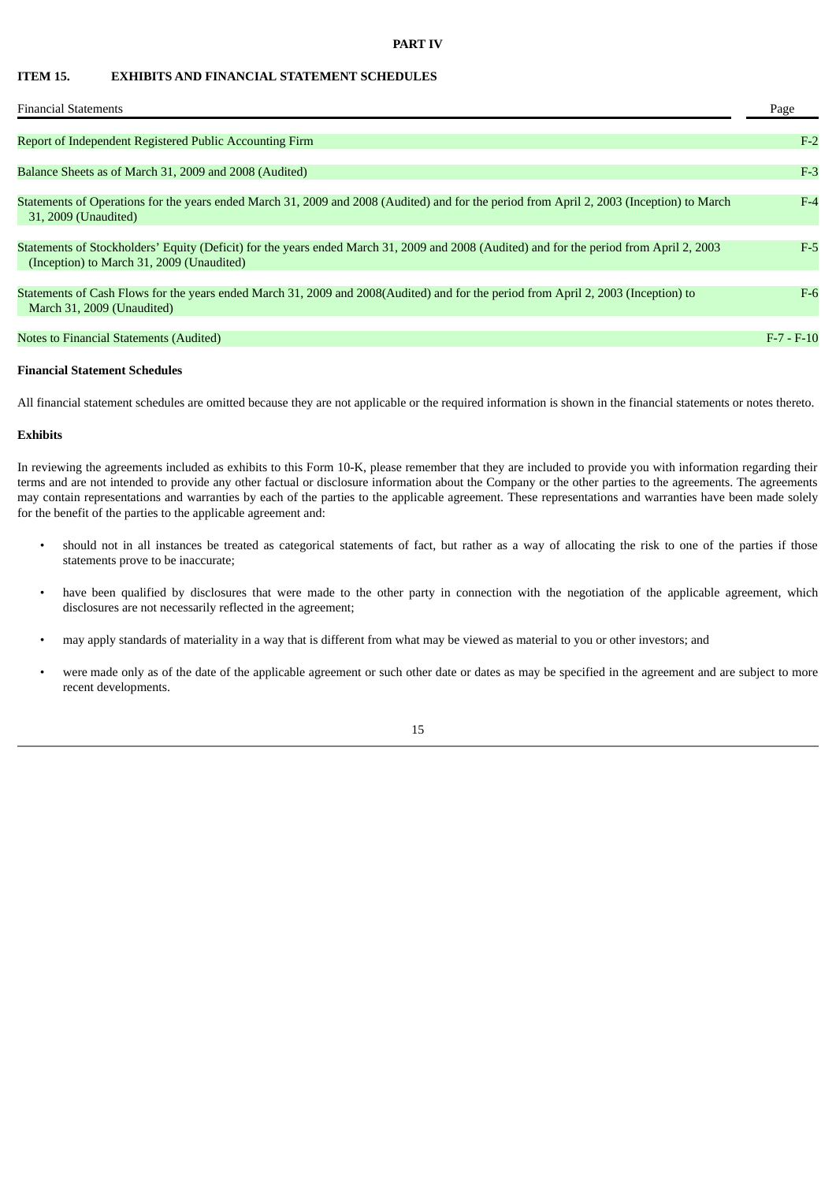# PART IV

## ITEM 15. EXHIBITS AND FINANCIAL STATEMENT SCHEDULES

| Financial Statements | Page |
|---|---|
| Report of Independent Registered Public Accounting Firm | F-2 |
| Balance Sheets as of March 31, 2009 and 2008 (Audited) | F-3 |
| Statements of Operations for the years ended March 31, 2009 and 2008 (Audited) and for the period from April 2, 2003 (Inception) to March 31, 2009 (Unaudited) | F-4 |
| Statements of Stockholders' Equity (Deficit) for the years ended March 31, 2009 and 2008 (Audited) and for the period from April 2, 2003 (Inception) to March 31, 2009 (Unaudited) | F-5 |
| Statements of Cash Flows for the years ended March 31, 2009 and 2008(Audited) and for the period from April 2, 2003 (Inception) to March 31, 2009 (Unaudited) | F-6 |
| Notes to Financial Statements (Audited) | F-7 - F-10 |

**Financial Statement Schedules**

All financial statement schedules are omitted because they are not applicable or the required information is shown in the financial statements or notes thereto.

**Exhibits**

In reviewing the agreements included as exhibits to this Form 10-K, please remember that they are included to provide you with information regarding their terms and are not intended to provide any other factual or disclosure information about the Company or the other parties to the agreements. The agreements may contain representations and warranties by each of the parties to the applicable agreement. These representations and warranties have been made solely for the benefit of the parties to the applicable agreement and:

- should not in all instances be treated as categorical statements of fact, but rather as a way of allocating the risk to one of the parties if those statements prove to be inaccurate;
- have been qualified by disclosures that were made to the other party in connection with the negotiation of the applicable agreement, which disclosures are not necessarily reflected in the agreement;
- may apply standards of materiality in a way that is different from what may be viewed as material to you or other investors; and
- were made only as of the date of the applicable agreement or such other date or dates as may be specified in the agreement and are subject to more recent developments.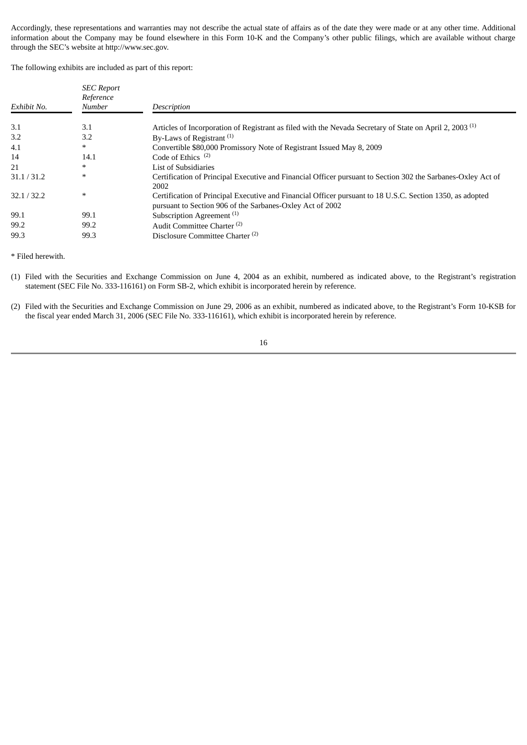Accordingly, these representations and warranties may not describe the actual state of affairs as of the date they were made or at any other time. Additional information about the Company may be found elsewhere in this Form 10-K and the Company's other public filings, which are available without charge through the SEC's website at http://www.sec.gov.

The following exhibits are included as part of this report:

| *Exhibit No.* | *SEC Report Reference Number* | *Description* |
|---|---|---|
| 3.1 | 3.1 | Articles of Incorporation of Registrant as filed with the Nevada Secretary of State on April 2, 2003 (1) |
| 3.2 | 3.2 | By-Laws of Registrant (1) |
| 4.1 | * | Convertible $80,000 Promissory Note of Registrant Issued May 8, 2009 |
| 14 | 14.1 | Code of Ethics (2) |
| 21 | * | List of Subsidiaries |
| 31.1 / 31.2 | * | Certification of Principal Executive and Financial Officer pursuant to Section 302 the Sarbanes-Oxley Act of 2002 |
| 32.1 / 32.2 | * | Certification of Principal Executive and Financial Officer pursuant to 18 U.S.C. Section 1350, as adopted pursuant to Section 906 of the Sarbanes-Oxley Act of 2002 |
| 99.1 | 99.1 | Subscription Agreement (1) |
| 99.2 | 99.2 | Audit Committee Charter (2) |
| 99.3 | 99.3 | Disclosure Committee Charter (2) |

* Filed herewith.

(1) Filed with the Securities and Exchange Commission on June 4, 2004 as an exhibit, numbered as indicated above, to the Registrant's registration statement (SEC File No. 333-116161) on Form SB-2, which exhibit is incorporated herein by reference.

(2) Filed with the Securities and Exchange Commission on June 29, 2006 as an exhibit, numbered as indicated above, to the Registrant's Form 10-KSB for the fiscal year ended March 31, 2006 (SEC File No. 333-116161), which exhibit is incorporated herein by reference.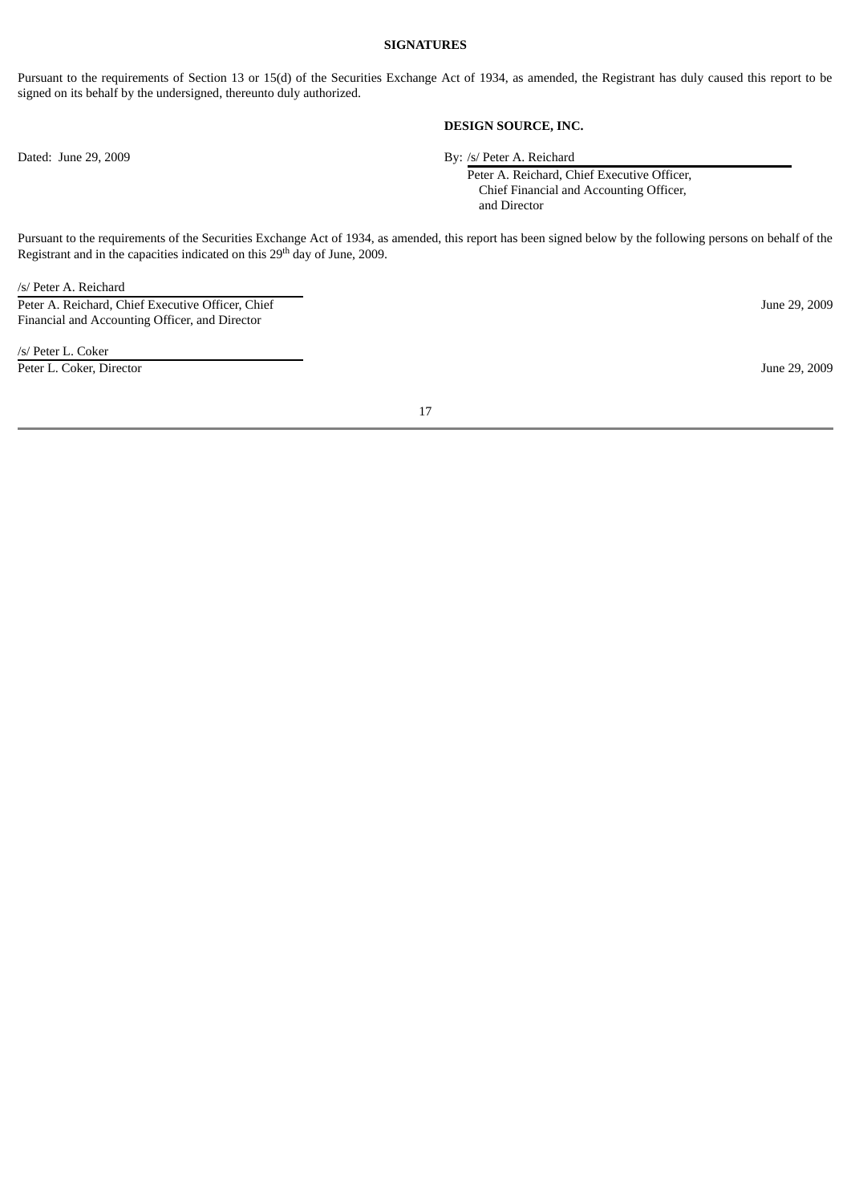**SIGNATURES**

Pursuant to the requirements of Section 13 or 15(d) of the Securities Exchange Act of 1934, as amended, the Registrant has duly caused this report to be signed on its behalf by the undersigned, thereunto duly authorized.

**DESIGN SOURCE, INC.**

Dated: June 29, 2009

By: /s/ Peter A. Reichard
Peter A. Reichard, Chief Executive Officer, Chief Financial and Accounting Officer, and Director

Pursuant to the requirements of the Securities Exchange Act of 1934, as amended, this report has been signed below by the following persons on behalf of the Registrant and in the capacities indicated on this 29th day of June, 2009.

| | |
|---|---|
| /s/ Peter A. Reichard<br>Peter A. Reichard, Chief Executive Officer, Chief Financial and Accounting Officer, and Director | June 29, 2009 |
| /s/ Peter L. Coker<br>Peter L. Coker, Director | June 29, 2009 |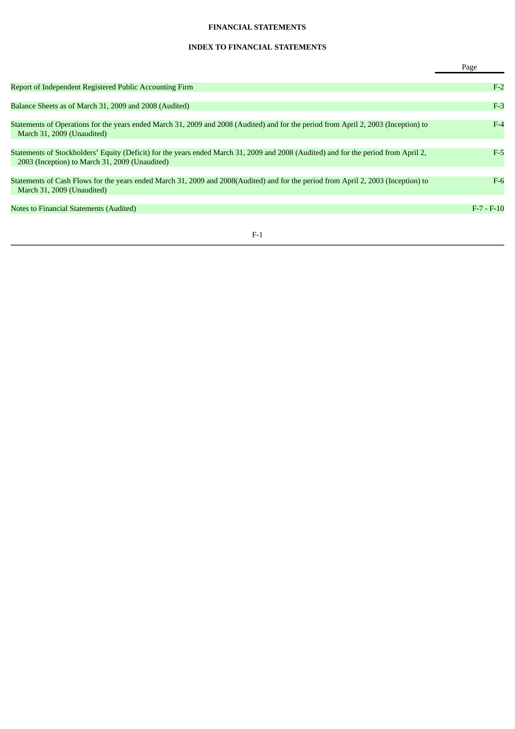**FINANCIAL STATEMENTS**

**INDEX TO FINANCIAL STATEMENTS**

| | Page |
|---|---|
| Report of Independent Registered Public Accounting Firm | F-2 |
| Balance Sheets as of March 31, 2009 and 2008 (Audited) | F-3 |
| Statements of Operations for the years ended March 31, 2009 and 2008 (Audited) and for the period from April 2, 2003 (Inception) to March 31, 2009 (Unaudited) | F-4 |
| Statements of Stockholders' Equity (Deficit) for the years ended March 31, 2009 and 2008 (Audited) and for the period from April 2, 2003 (Inception) to March 31, 2009 (Unaudited) | F-5 |
| Statements of Cash Flows for the years ended March 31, 2009 and 2008(Audited) and for the period from April 2, 2003 (Inception) to March 31, 2009 (Unaudited) | F-6 |
| Notes to Financial Statements (Audited) | F-7 - F-10 |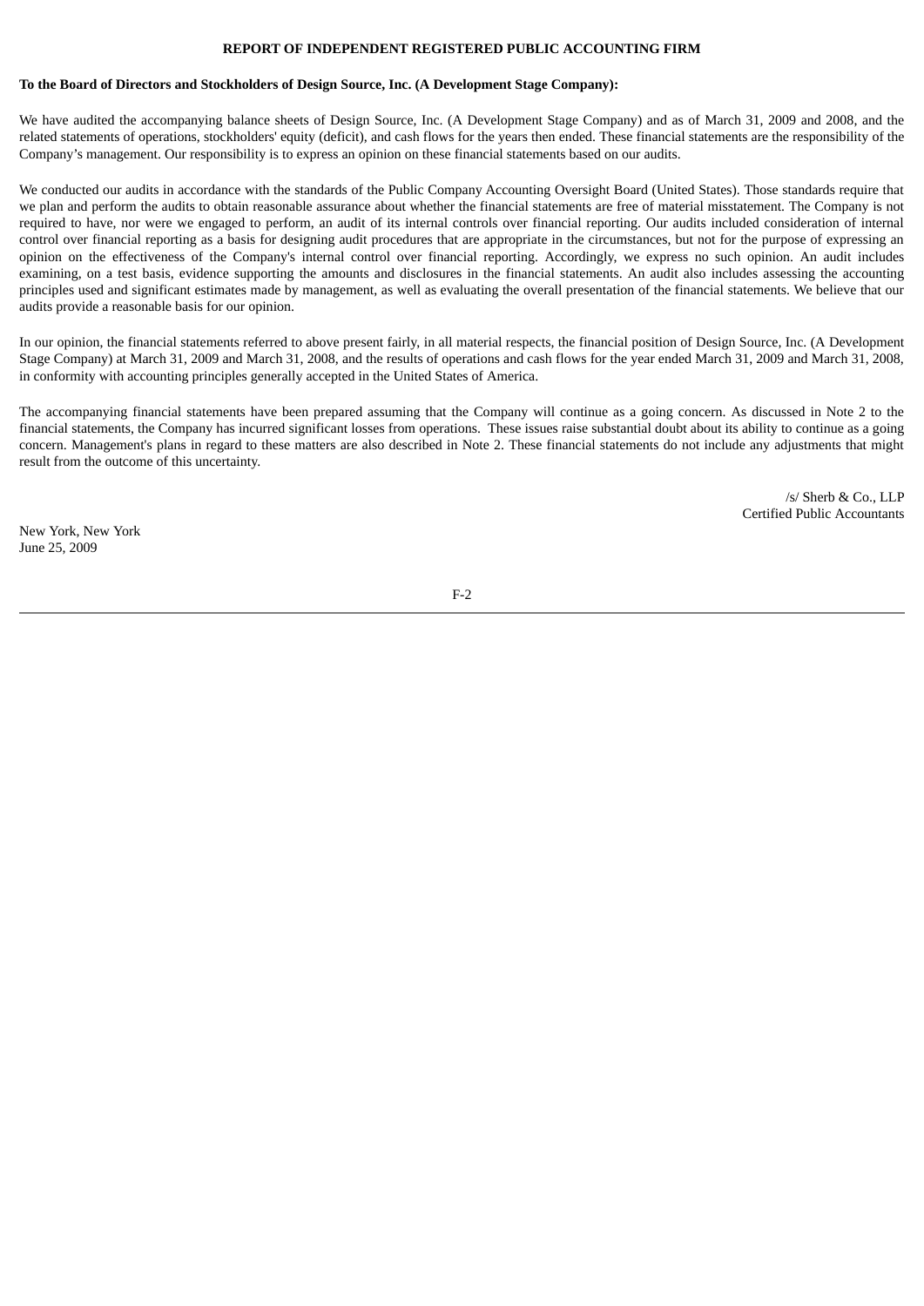**REPORT OF INDEPENDENT REGISTERED PUBLIC ACCOUNTING FIRM**

**To the Board of Directors and Stockholders of Design Source, Inc. (A Development Stage Company):**

We have audited the accompanying balance sheets of Design Source, Inc. (A Development Stage Company) and as of March 31, 2009 and 2008, and the related statements of operations, stockholders' equity (deficit), and cash flows for the years then ended. These financial statements are the responsibility of the Company's management. Our responsibility is to express an opinion on these financial statements based on our audits.

We conducted our audits in accordance with the standards of the Public Company Accounting Oversight Board (United States). Those standards require that we plan and perform the audits to obtain reasonable assurance about whether the financial statements are free of material misstatement. The Company is not required to have, nor were we engaged to perform, an audit of its internal controls over financial reporting. Our audits included consideration of internal control over financial reporting as a basis for designing audit procedures that are appropriate in the circumstances, but not for the purpose of expressing an opinion on the effectiveness of the Company's internal control over financial reporting. Accordingly, we express no such opinion. An audit includes examining, on a test basis, evidence supporting the amounts and disclosures in the financial statements. An audit also includes assessing the accounting principles used and significant estimates made by management, as well as evaluating the overall presentation of the financial statements. We believe that our audits provide a reasonable basis for our opinion.

In our opinion, the financial statements referred to above present fairly, in all material respects, the financial position of Design Source, Inc. (A Development Stage Company) at March 31, 2009 and March 31, 2008, and the results of operations and cash flows for the year ended March 31, 2009 and March 31, 2008, in conformity with accounting principles generally accepted in the United States of America.

The accompanying financial statements have been prepared assuming that the Company will continue as a going concern. As discussed in Note 2 to the financial statements, the Company has incurred significant losses from operations. These issues raise substantial doubt about its ability to continue as a going concern. Management's plans in regard to these matters are also described in Note 2. These financial statements do not include any adjustments that might result from the outcome of this uncertainty.

/s/ Sherb & Co., LLP
Certified Public Accountants

New York, New York
June 25, 2009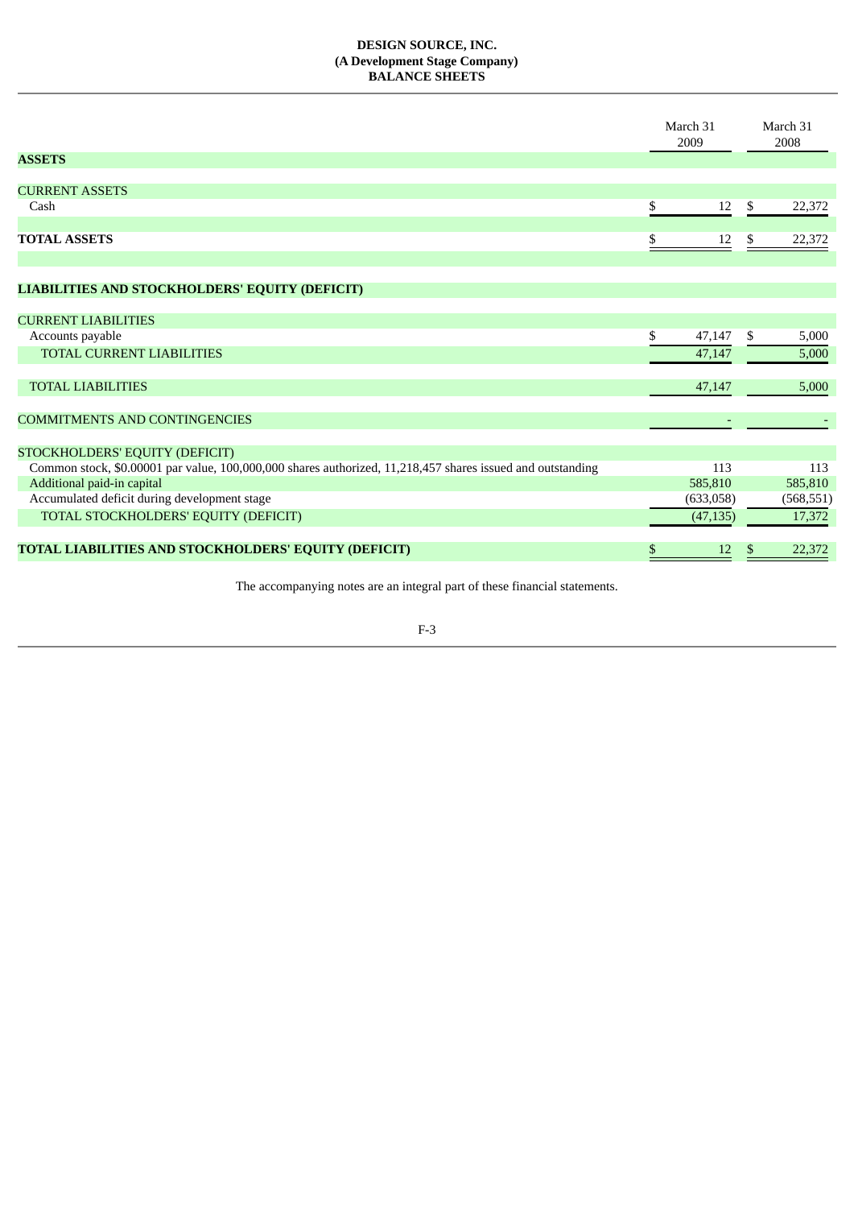**DESIGN SOURCE, INC.**
**(A Development Stage Company)**
**BALANCE SHEETS**

| | March 31 2009 | March 31 2008 |
|---|---|---|
| **ASSETS** | | |
| CURRENT ASSETS | | |
| Cash | $ 12 | $ 22,372 |
| **TOTAL ASSETS** | $ 12 | $ 22,372 |
| **LIABILITIES AND STOCKHOLDERS' EQUITY (DEFICIT)** | | |
| CURRENT LIABILITIES | | |
| Accounts payable | $ 47,147 | $ 5,000 |
| TOTAL CURRENT LIABILITIES | 47,147 | 5,000 |
| TOTAL LIABILITIES | 47,147 | 5,000 |
| COMMITMENTS AND CONTINGENCIES | - | - |
| STOCKHOLDERS' EQUITY (DEFICIT) | | |
| Common stock, $0.00001 par value, 100,000,000 shares authorized, 11,218,457 shares issued and outstanding | 113 | 113 |
| Additional paid-in capital | 585,810 | 585,810 |
| Accumulated deficit during development stage | (633,058) | (568,551) |
| TOTAL STOCKHOLDERS' EQUITY (DEFICIT) | (47,135) | 17,372 |
| **TOTAL LIABILITIES AND STOCKHOLDERS' EQUITY (DEFICIT)** | $ 12 | $ 22,372 |

The accompanying notes are an integral part of these financial statements.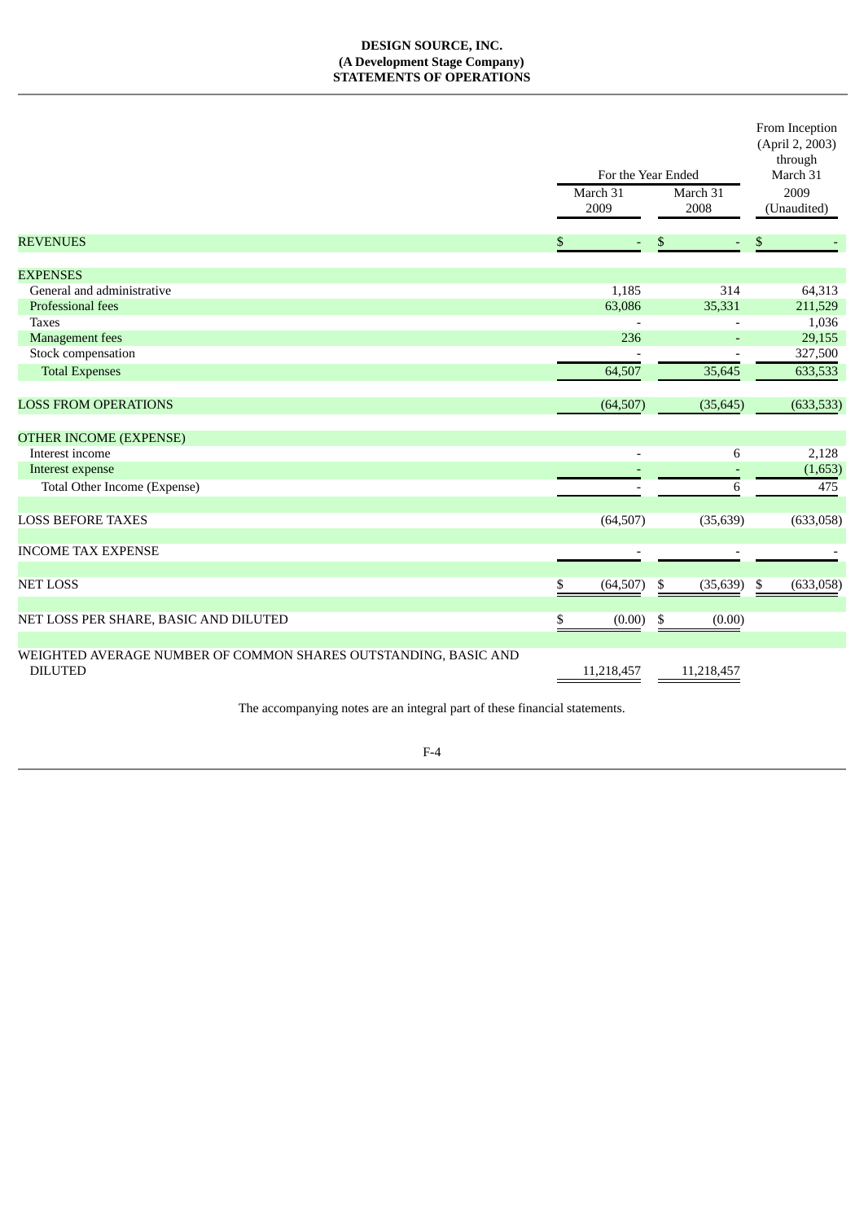**DESIGN SOURCE, INC.**
**(A Development Stage Company)**
**STATEMENTS OF OPERATIONS**

| | For the Year Ended | | From Inception (April 2, 2003) through March 31 |
|---|---|---|---|
| | March 31 2009 | March 31 2008 | 2009 (Unaudited) |
| REVENUES | $ - | $ - | $ - |
| EXPENSES | | | |
| General and administrative | 1,185 | 314 | 64,313 |
| Professional fees | 63,086 | 35,331 | 211,529 |
| Taxes | - | - | 1,036 |
| Management fees | 236 | - | 29,155 |
| Stock compensation | - | - | 327,500 |
| Total Expenses | 64,507 | 35,645 | 633,533 |
| LOSS FROM OPERATIONS | (64,507) | (35,645) | (633,533) |
| OTHER INCOME (EXPENSE) | | | |
| Interest income | - | 6 | 2,128 |
| Interest expense | - | - | (1,653) |
| Total Other Income (Expense) | - | 6 | 475 |
| LOSS BEFORE TAXES | (64,507) | (35,639) | (633,058) |
| INCOME TAX EXPENSE | - | - | - |
| NET LOSS | $ (64,507) | $ (35,639) | $ (633,058) |
| NET LOSS PER SHARE, BASIC AND DILUTED | $ (0.00) | $ (0.00) | |
| WEIGHTED AVERAGE NUMBER OF COMMON SHARES OUTSTANDING, BASIC AND DILUTED | 11,218,457 | 11,218,457 | |

The accompanying notes are an integral part of these financial statements.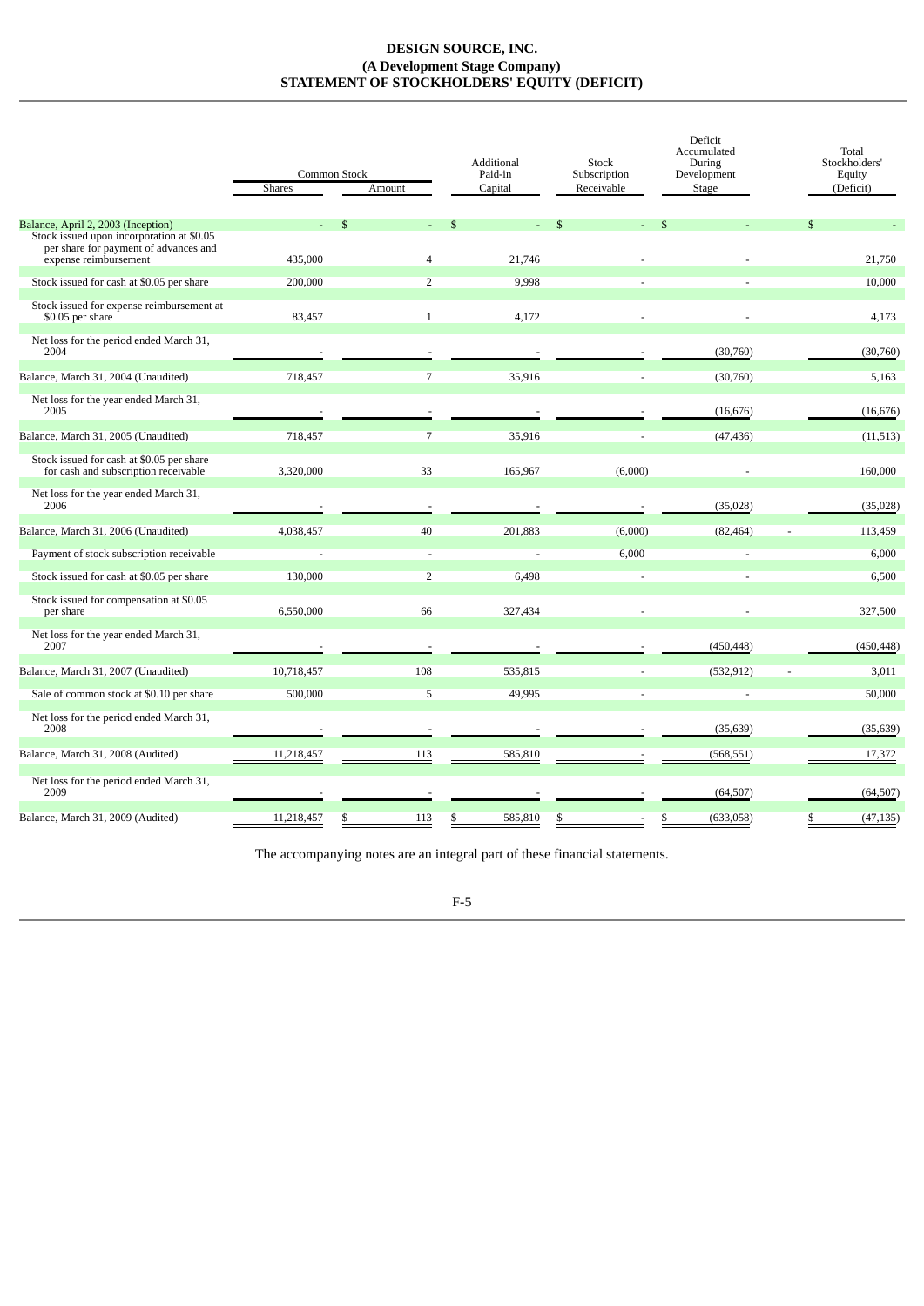# DESIGN SOURCE, INC.
## (A Development Stage Company)
## STATEMENT OF STOCKHOLDERS' EQUITY (DEFICIT)

| | Common Stock | | Additional Paid-in Capital | Stock Subscription Receivable | Deficit Accumulated During Development Stage | Total Stockholders' Equity (Deficit) |
|---|---|---|---|---|---|---|
| | Shares | Amount | | | | |
| Balance, April 2, 2003 (Inception) | - | $ - | $ - | $ - | $ - | $ - |
| Stock issued upon incorporation at $0.05 per share for payment of advances and expense reimbursement | 435,000 | 4 | 21,746 | - | - | 21,750 |
| Stock issued for cash at $0.05 per share | 200,000 | 2 | 9,998 | - | - | 10,000 |
| Stock issued for expense reimbursement at $0.05 per share | 83,457 | 1 | 4,172 | - | - | 4,173 |
| Net loss for the period ended March 31, 2004 | - | - | - | - | (30,760) | (30,760) |
| Balance, March 31, 2004 (Unaudited) | 718,457 | 7 | 35,916 | - | (30,760) | 5,163 |
| Net loss for the year ended March 31, 2005 | - | - | - | - | (16,676) | (16,676) |
| Balance, March 31, 2005 (Unaudited) | 718,457 | 7 | 35,916 | - | (47,436) | (11,513) |
| Stock issued for cash at $0.05 per share for cash and subscription receivable | 3,320,000 | 33 | 165,967 | (6,000) | - | 160,000 |
| Net loss for the year ended March 31, 2006 | - | - | - | - | (35,028) | (35,028) |
| Balance, March 31, 2006 (Unaudited) | 4,038,457 | 40 | 201,883 | (6,000) | (82,464) | 113,459 |
| Payment of stock subscription receivable | - | - | - | 6,000 | - | 6,000 |
| Stock issued for cash at $0.05 per share | 130,000 | 2 | 6,498 | - | - | 6,500 |
| Stock issued for compensation at $0.05 per share | 6,550,000 | 66 | 327,434 | - | - | 327,500 |
| Net loss for the year ended March 31, 2007 | - | - | - | - | (450,448) | (450,448) |
| Balance, March 31, 2007 (Unaudited) | 10,718,457 | 108 | 535,815 | - | (532,912) | 3,011 |
| Sale of common stock at $0.10 per share | 500,000 | 5 | 49,995 | - | - | 50,000 |
| Net loss for the period ended March 31, 2008 | - | - | - | - | (35,639) | (35,639) |
| Balance, March 31, 2008 (Audited) | 11,218,457 | 113 | 585,810 | - | (568,551) | 17,372 |
| Net loss for the period ended March 31, 2009 | - | - | - | - | (64,507) | (64,507) |
| Balance, March 31, 2009 (Audited) | 11,218,457 | $ 113 | $ 585,810 | $ - | $ (633,058) | $ (47,135) |

The accompanying notes are an integral part of these financial statements.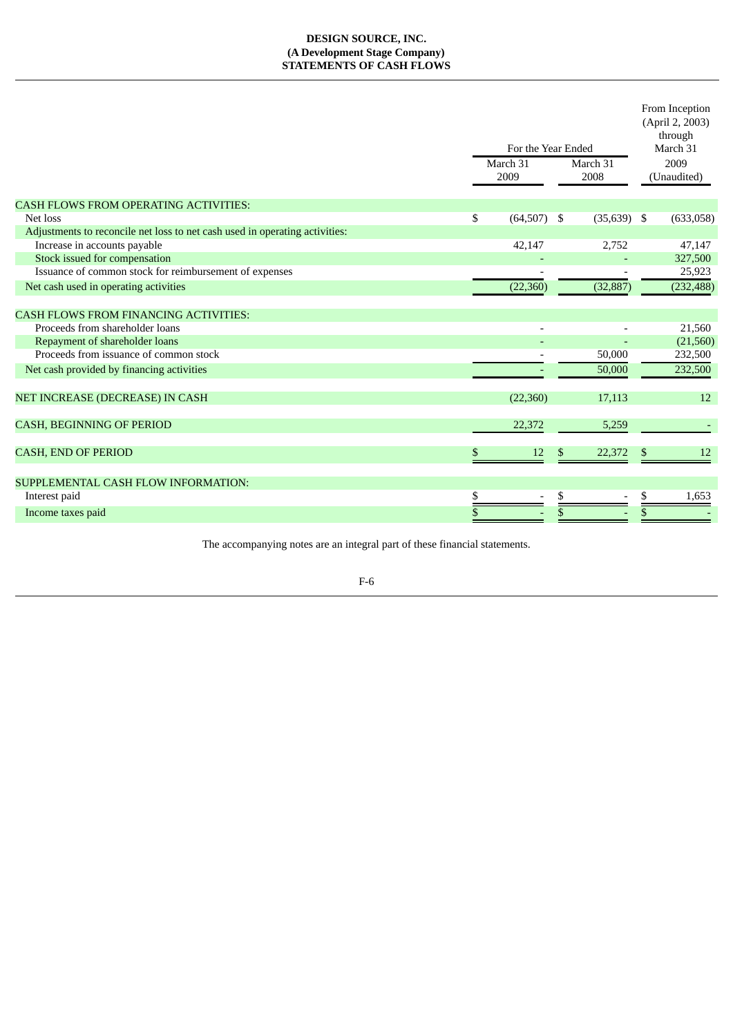**DESIGN SOURCE, INC.**
**(A Development Stage Company)**
**STATEMENTS OF CASH FLOWS**

| | For the Year Ended | | From Inception (April 2, 2003) through March 31 |
|---|---|---|---|
| | March 31 2009 | March 31 2008 | 2009 (Unaudited) |
| CASH FLOWS FROM OPERATING ACTIVITIES: | | | |
| Net loss | $ (64,507) | $ (35,639) | $ (633,058) |
| Adjustments to reconcile net loss to net cash used in operating activities: | | | |
| Increase in accounts payable | 42,147 | 2,752 | 47,147 |
| Stock issued for compensation | - | - | 327,500 |
| Issuance of common stock for reimbursement of expenses | - | - | 25,923 |
| Net cash used in operating activities | (22,360) | (32,887) | (232,488) |
| CASH FLOWS FROM FINANCING ACTIVITIES: | | | |
| Proceeds from shareholder loans | - | - | 21,560 |
| Repayment of shareholder loans | - | - | (21,560) |
| Proceeds from issuance of common stock | - | 50,000 | 232,500 |
| Net cash provided by financing activities | - | 50,000 | 232,500 |
| NET INCREASE (DECREASE) IN CASH | (22,360) | 17,113 | 12 |
| CASH, BEGINNING OF PERIOD | 22,372 | 5,259 | - |
| CASH, END OF PERIOD | $ 12 | $ 22,372 | $ 12 |
| SUPPLEMENTAL CASH FLOW INFORMATION: | | | |
| Interest paid | $ - | $ - | $ 1,653 |
| Income taxes paid | $ - | $ - | $ - |

The accompanying notes are an integral part of these financial statements.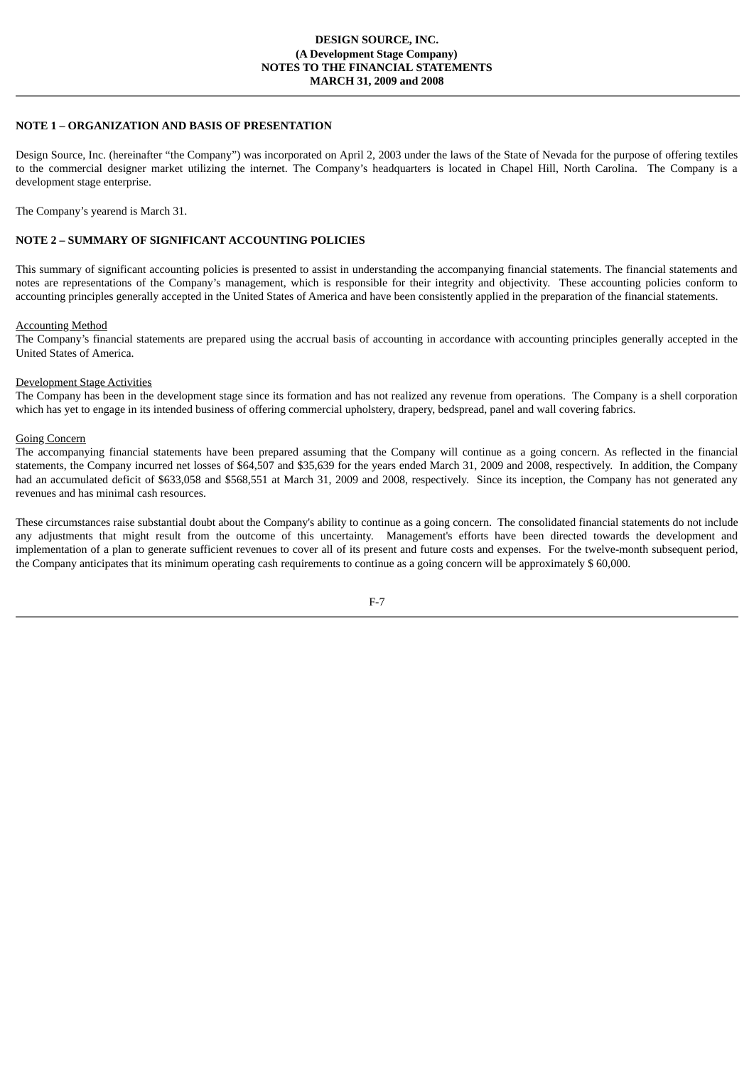**DESIGN SOURCE, INC.**
**(A Development Stage Company)**
**NOTES TO THE FINANCIAL STATEMENTS**
**MARCH 31, 2009 and 2008**

## NOTE 1 – ORGANIZATION AND BASIS OF PRESENTATION

Design Source, Inc. (hereinafter "the Company") was incorporated on April 2, 2003 under the laws of the State of Nevada for the purpose of offering textiles to the commercial designer market utilizing the internet. The Company's headquarters is located in Chapel Hill, North Carolina. The Company is a development stage enterprise.

The Company's yearend is March 31.

## NOTE 2 – SUMMARY OF SIGNIFICANT ACCOUNTING POLICIES

This summary of significant accounting policies is presented to assist in understanding the accompanying financial statements. The financial statements and notes are representations of the Company's management, which is responsible for their integrity and objectivity. These accounting policies conform to accounting principles generally accepted in the United States of America and have been consistently applied in the preparation of the financial statements.

Accounting Method
The Company's financial statements are prepared using the accrual basis of accounting in accordance with accounting principles generally accepted in the United States of America.

Development Stage Activities
The Company has been in the development stage since its formation and has not realized any revenue from operations. The Company is a shell corporation which has yet to engage in its intended business of offering commercial upholstery, drapery, bedspread, panel and wall covering fabrics.

Going Concern
The accompanying financial statements have been prepared assuming that the Company will continue as a going concern. As reflected in the financial statements, the Company incurred net losses of $64,507 and $35,639 for the years ended March 31, 2009 and 2008, respectively. In addition, the Company had an accumulated deficit of $633,058 and $568,551 at March 31, 2009 and 2008, respectively. Since its inception, the Company has not generated any revenues and has minimal cash resources.

These circumstances raise substantial doubt about the Company's ability to continue as a going concern. The consolidated financial statements do not include any adjustments that might result from the outcome of this uncertainty. Management's efforts have been directed towards the development and implementation of a plan to generate sufficient revenues to cover all of its present and future costs and expenses. For the twelve-month subsequent period, the Company anticipates that its minimum operating cash requirements to continue as a going concern will be approximately $ 60,000.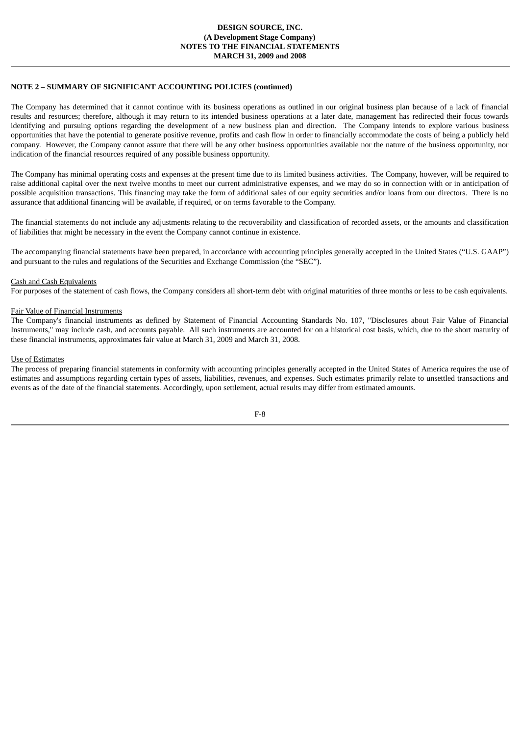## NOTE 2 – SUMMARY OF SIGNIFICANT ACCOUNTING POLICIES (continued)

The Company has determined that it cannot continue with its business operations as outlined in our original business plan because of a lack of financial results and resources; therefore, although it may return to its intended business operations at a later date, management has redirected their focus towards identifying and pursuing options regarding the development of a new business plan and direction. The Company intends to explore various business opportunities that have the potential to generate positive revenue, profits and cash flow in order to financially accommodate the costs of being a publicly held company. However, the Company cannot assure that there will be any other business opportunities available nor the nature of the business opportunity, nor indication of the financial resources required of any possible business opportunity.

The Company has minimal operating costs and expenses at the present time due to its limited business activities. The Company, however, will be required to raise additional capital over the next twelve months to meet our current administrative expenses, and we may do so in connection with or in anticipation of possible acquisition transactions. This financing may take the form of additional sales of our equity securities and/or loans from our directors. There is no assurance that additional financing will be available, if required, or on terms favorable to the Company.

The financial statements do not include any adjustments relating to the recoverability and classification of recorded assets, or the amounts and classification of liabilities that might be necessary in the event the Company cannot continue in existence.

The accompanying financial statements have been prepared, in accordance with accounting principles generally accepted in the United States ("U.S. GAAP") and pursuant to the rules and regulations of the Securities and Exchange Commission (the "SEC").

Cash and Cash Equivalents

For purposes of the statement of cash flows, the Company considers all short-term debt with original maturities of three months or less to be cash equivalents.

Fair Value of Financial Instruments

The Company's financial instruments as defined by Statement of Financial Accounting Standards No. 107, "Disclosures about Fair Value of Financial Instruments," may include cash, and accounts payable. All such instruments are accounted for on a historical cost basis, which, due to the short maturity of these financial instruments, approximates fair value at March 31, 2009 and March 31, 2008.

Use of Estimates

The process of preparing financial statements in conformity with accounting principles generally accepted in the United States of America requires the use of estimates and assumptions regarding certain types of assets, liabilities, revenues, and expenses. Such estimates primarily relate to unsettled transactions and events as of the date of the financial statements. Accordingly, upon settlement, actual results may differ from estimated amounts.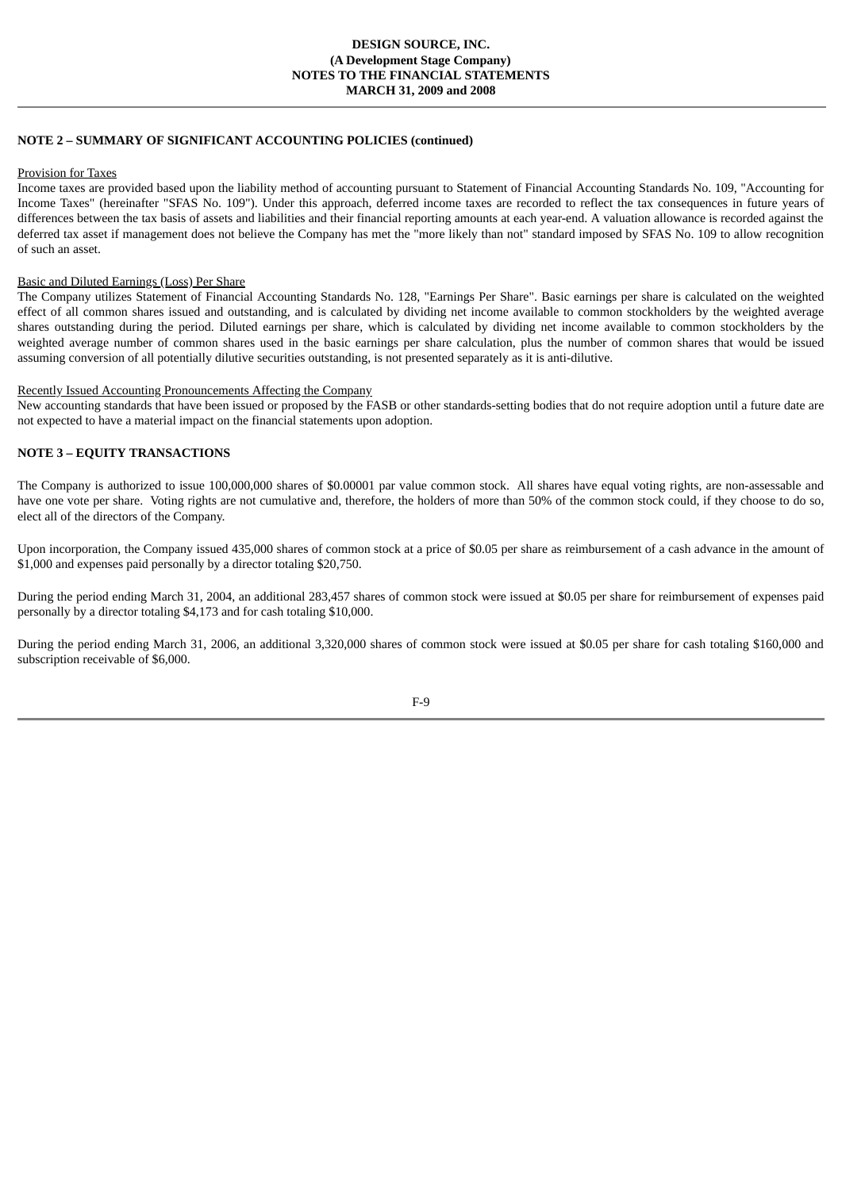**NOTE 2 – SUMMARY OF SIGNIFICANT ACCOUNTING POLICIES (continued)**

Provision for Taxes

Income taxes are provided based upon the liability method of accounting pursuant to Statement of Financial Accounting Standards No. 109, "Accounting for Income Taxes" (hereinafter "SFAS No. 109"). Under this approach, deferred income taxes are recorded to reflect the tax consequences in future years of differences between the tax basis of assets and liabilities and their financial reporting amounts at each year-end. A valuation allowance is recorded against the deferred tax asset if management does not believe the Company has met the "more likely than not" standard imposed by SFAS No. 109 to allow recognition of such an asset.

Basic and Diluted Earnings (Loss) Per Share

The Company utilizes Statement of Financial Accounting Standards No. 128, "Earnings Per Share". Basic earnings per share is calculated on the weighted effect of all common shares issued and outstanding, and is calculated by dividing net income available to common stockholders by the weighted average shares outstanding during the period. Diluted earnings per share, which is calculated by dividing net income available to common stockholders by the weighted average number of common shares used in the basic earnings per share calculation, plus the number of common shares that would be issued assuming conversion of all potentially dilutive securities outstanding, is not presented separately as it is anti-dilutive.

Recently Issued Accounting Pronouncements Affecting the Company

New accounting standards that have been issued or proposed by the FASB or other standards-setting bodies that do not require adoption until a future date are not expected to have a material impact on the financial statements upon adoption.

**NOTE 3 – EQUITY TRANSACTIONS**

The Company is authorized to issue 100,000,000 shares of $0.00001 par value common stock. All shares have equal voting rights, are non-assessable and have one vote per share. Voting rights are not cumulative and, therefore, the holders of more than 50% of the common stock could, if they choose to do so, elect all of the directors of the Company.

Upon incorporation, the Company issued 435,000 shares of common stock at a price of $0.05 per share as reimbursement of a cash advance in the amount of $1,000 and expenses paid personally by a director totaling $20,750.

During the period ending March 31, 2004, an additional 283,457 shares of common stock were issued at $0.05 per share for reimbursement of expenses paid personally by a director totaling $4,173 and for cash totaling $10,000.

During the period ending March 31, 2006, an additional 3,320,000 shares of common stock were issued at $0.05 per share for cash totaling $160,000 and subscription receivable of $6,000.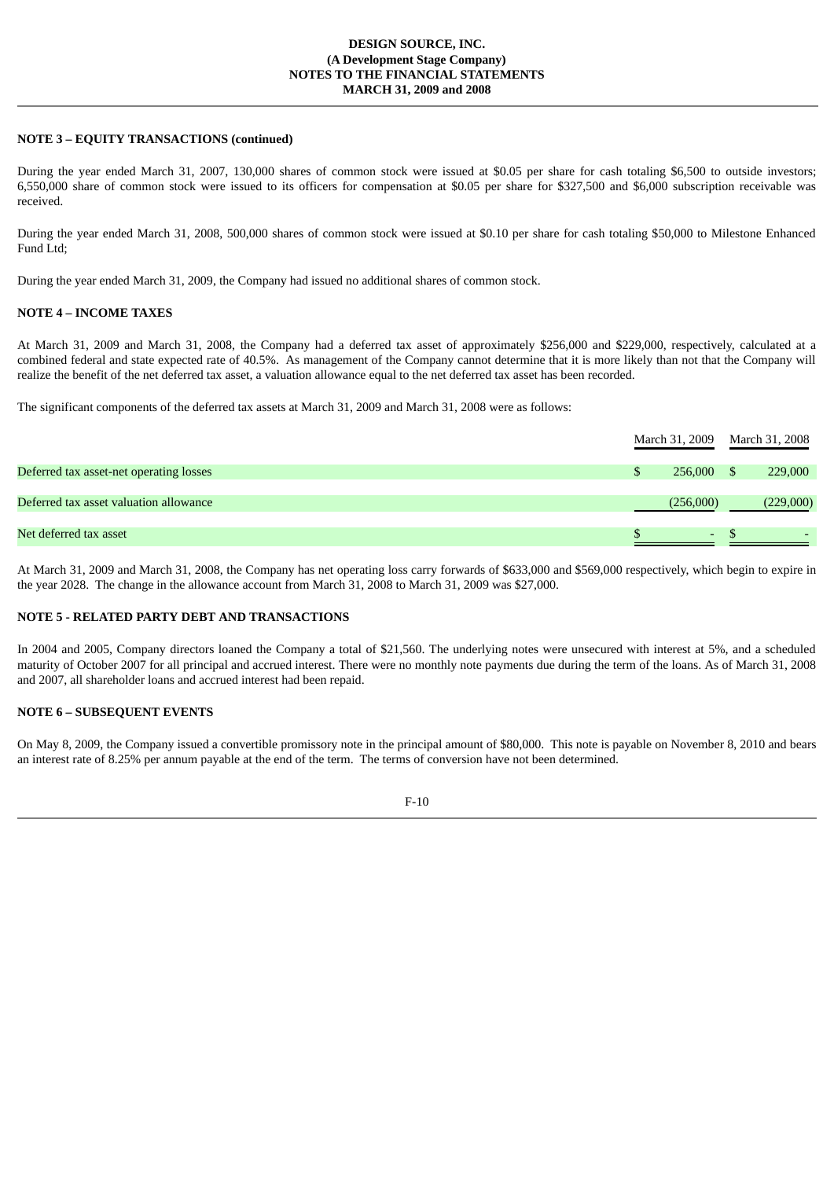**DESIGN SOURCE, INC.**
**(A Development Stage Company)**
**NOTES TO THE FINANCIAL STATEMENTS**
**MARCH 31, 2009 and 2008**

**NOTE 3 – EQUITY TRANSACTIONS (continued)**

During the year ended March 31, 2007, 130,000 shares of common stock were issued at $0.05 per share for cash totaling $6,500 to outside investors; 6,550,000 share of common stock were issued to its officers for compensation at $0.05 per share for $327,500 and $6,000 subscription receivable was received.

During the year ended March 31, 2008, 500,000 shares of common stock were issued at $0.10 per share for cash totaling $50,000 to Milestone Enhanced Fund Ltd;

During the year ended March 31, 2009, the Company had issued no additional shares of common stock.

**NOTE 4 – INCOME TAXES**

At March 31, 2009 and March 31, 2008, the Company had a deferred tax asset of approximately $256,000 and $229,000, respectively, calculated at a combined federal and state expected rate of 40.5%. As management of the Company cannot determine that it is more likely than not that the Company will realize the benefit of the net deferred tax asset, a valuation allowance equal to the net deferred tax asset has been recorded.

The significant components of the deferred tax assets at March 31, 2009 and March 31, 2008 were as follows:

| | March 31, 2009 | March 31, 2008 |
|---|---|---|
| Deferred tax asset-net operating losses | $ 256,000 | $ 229,000 |
| Deferred tax asset valuation allowance | (256,000) | (229,000) |
| Net deferred tax asset | $ - | $ - |

At March 31, 2009 and March 31, 2008, the Company has net operating loss carry forwards of $633,000 and $569,000 respectively, which begin to expire in the year 2028. The change in the allowance account from March 31, 2008 to March 31, 2009 was $27,000.

**NOTE 5 - RELATED PARTY DEBT AND TRANSACTIONS**

In 2004 and 2005, Company directors loaned the Company a total of $21,560. The underlying notes were unsecured with interest at 5%, and a scheduled maturity of October 2007 for all principal and accrued interest. There were no monthly note payments due during the term of the loans. As of March 31, 2008 and 2007, all shareholder loans and accrued interest had been repaid.

**NOTE 6 – SUBSEQUENT EVENTS**

On May 8, 2009, the Company issued a convertible promissory note in the principal amount of $80,000. This note is payable on November 8, 2010 and bears an interest rate of 8.25% per annum payable at the end of the term. The terms of conversion have not been determined.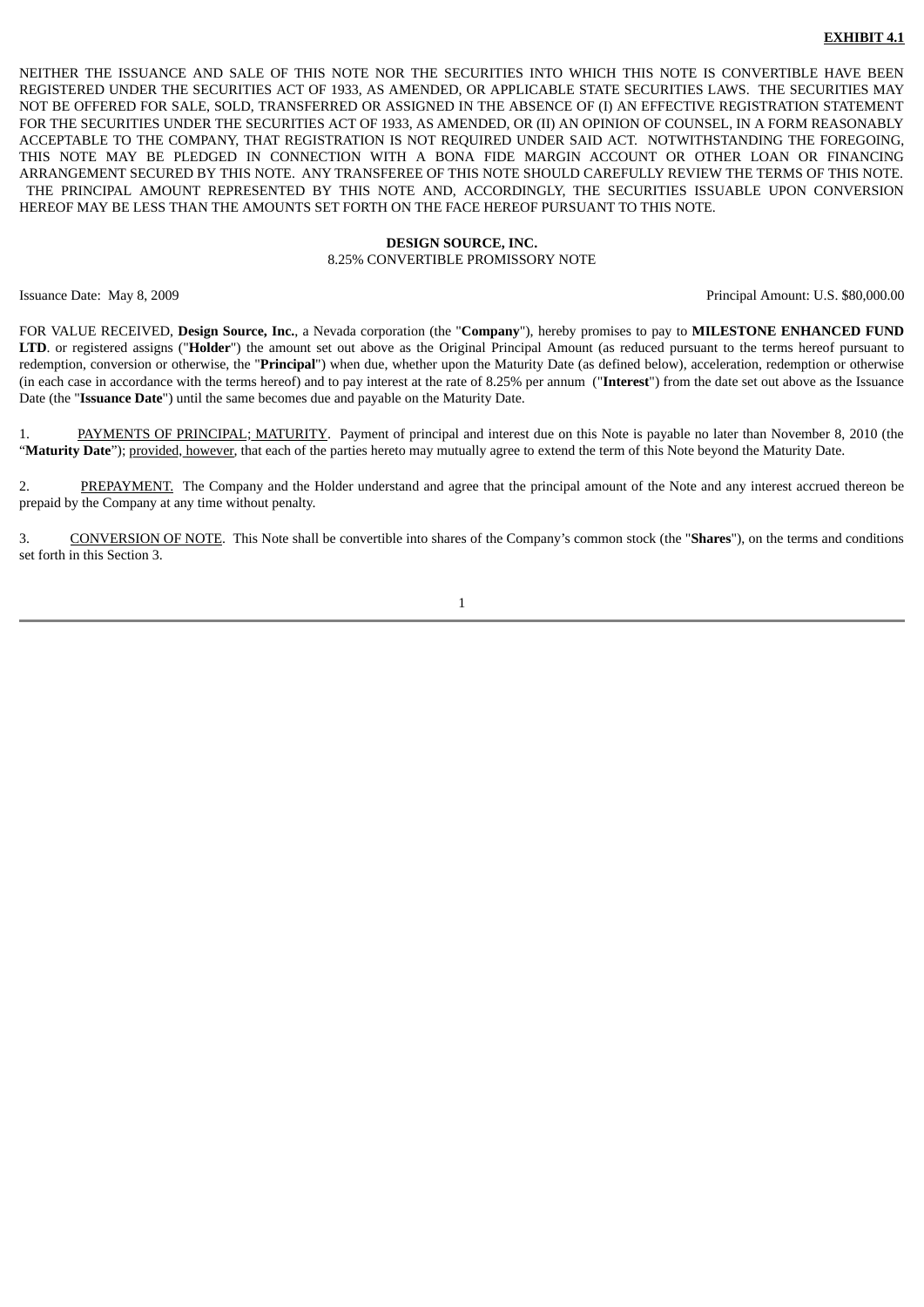**EXHIBIT 4.1**

NEITHER THE ISSUANCE AND SALE OF THIS NOTE NOR THE SECURITIES INTO WHICH THIS NOTE IS CONVERTIBLE HAVE BEEN REGISTERED UNDER THE SECURITIES ACT OF 1933, AS AMENDED, OR APPLICABLE STATE SECURITIES LAWS. THE SECURITIES MAY NOT BE OFFERED FOR SALE, SOLD, TRANSFERRED OR ASSIGNED IN THE ABSENCE OF (I) AN EFFECTIVE REGISTRATION STATEMENT FOR THE SECURITIES UNDER THE SECURITIES ACT OF 1933, AS AMENDED, OR (II) AN OPINION OF COUNSEL, IN A FORM REASONABLY ACCEPTABLE TO THE COMPANY, THAT REGISTRATION IS NOT REQUIRED UNDER SAID ACT. NOTWITHSTANDING THE FOREGOING, THIS NOTE MAY BE PLEDGED IN CONNECTION WITH A BONA FIDE MARGIN ACCOUNT OR OTHER LOAN OR FINANCING ARRANGEMENT SECURED BY THIS NOTE. ANY TRANSFEREE OF THIS NOTE SHOULD CAREFULLY REVIEW THE TERMS OF THIS NOTE. THE PRINCIPAL AMOUNT REPRESENTED BY THIS NOTE AND, ACCORDINGLY, THE SECURITIES ISSUABLE UPON CONVERSION HEREOF MAY BE LESS THAN THE AMOUNTS SET FORTH ON THE FACE HEREOF PURSUANT TO THIS NOTE.

**DESIGN SOURCE, INC.**
8.25% CONVERTIBLE PROMISSORY NOTE

Issuance Date: May 8, 2009 Principal Amount: U.S. $80,000.00

FOR VALUE RECEIVED, **Design Source, Inc.**, a Nevada corporation (the "**Company**"), hereby promises to pay to **MILESTONE ENHANCED FUND LTD**. or registered assigns ("**Holder**") the amount set out above as the Original Principal Amount (as reduced pursuant to the terms hereof pursuant to redemption, conversion or otherwise, the "**Principal**") when due, whether upon the Maturity Date (as defined below), acceleration, redemption or otherwise (in each case in accordance with the terms hereof) and to pay interest at the rate of 8.25% per annum ("**Interest**") from the date set out above as the Issuance Date (the "**Issuance Date**") until the same becomes due and payable on the Maturity Date.

1. PAYMENTS OF PRINCIPAL; MATURITY. Payment of principal and interest due on this Note is payable no later than November 8, 2010 (the "**Maturity Date**"); provided, however, that each of the parties hereto may mutually agree to extend the term of this Note beyond the Maturity Date.

2. PREPAYMENT. The Company and the Holder understand and agree that the principal amount of the Note and any interest accrued thereon be prepaid by the Company at any time without penalty.

3. CONVERSION OF NOTE. This Note shall be convertible into shares of the Company's common stock (the "**Shares**"), on the terms and conditions set forth in this Section 3.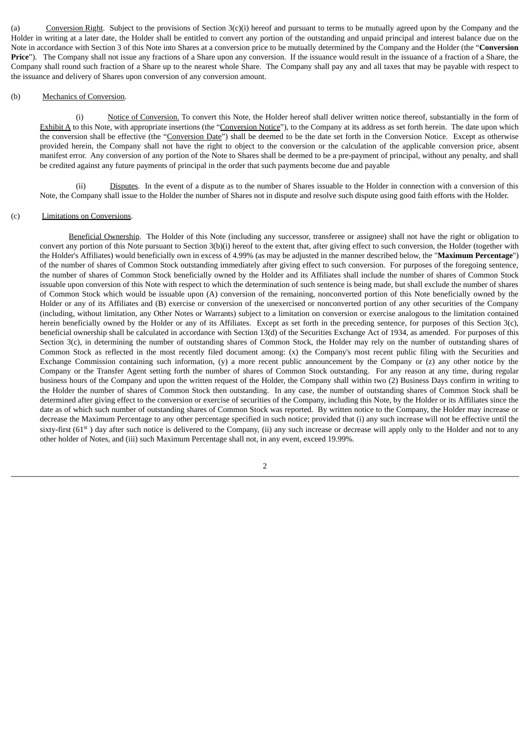(a) Conversion Right. Subject to the provisions of Section 3(c)(i) hereof and pursuant to terms to be mutually agreed upon by the Company and the Holder in writing at a later date, the Holder shall be entitled to convert any portion of the outstanding and unpaid principal and interest balance due on the Note in accordance with Section 3 of this Note into Shares at a conversion price to be mutually determined by the Company and the Holder (the "**Conversion Price**"). The Company shall not issue any fractions of a Share upon any conversion. If the issuance would result in the issuance of a fraction of a Share, the Company shall round such fraction of a Share up to the nearest whole Share. The Company shall pay any and all taxes that may be payable with respect to the issuance and delivery of Shares upon conversion of any conversion amount.

(b) Mechanics of Conversion.

(i) Notice of Conversion. To convert this Note, the Holder hereof shall deliver written notice thereof, substantially in the form of Exhibit A to this Note, with appropriate insertions (the "Conversion Notice"), to the Company at its address as set forth herein. The date upon which the conversion shall be effective (the "Conversion Date") shall be deemed to be the date set forth in the Conversion Notice. Except as otherwise provided herein, the Company shall not have the right to object to the conversion or the calculation of the applicable conversion price, absent manifest error. Any conversion of any portion of the Note to Shares shall be deemed to be a pre-payment of principal, without any penalty, and shall be credited against any future payments of principal in the order that such payments become due and payable

(ii) Disputes. In the event of a dispute as to the number of Shares issuable to the Holder in connection with a conversion of this Note, the Company shall issue to the Holder the number of Shares not in dispute and resolve such dispute using good faith efforts with the Holder.

(c) Limitations on Conversions.

Beneficial Ownership. The Holder of this Note (including any successor, transferee or assignee) shall not have the right or obligation to convert any portion of this Note pursuant to Section 3(b)(i) hereof to the extent that, after giving effect to such conversion, the Holder (together with the Holder's Affiliates) would beneficially own in excess of 4.99% (as may be adjusted in the manner described below, the "**Maximum Percentage**") of the number of shares of Common Stock outstanding immediately after giving effect to such conversion. For purposes of the foregoing sentence, the number of shares of Common Stock beneficially owned by the Holder and its Affiliates shall include the number of shares of Common Stock issuable upon conversion of this Note with respect to which the determination of such sentence is being made, but shall exclude the number of shares of Common Stock which would be issuable upon (A) conversion of the remaining, nonconverted portion of this Note beneficially owned by the Holder or any of its Affiliates and (B) exercise or conversion of the unexercised or nonconverted portion of any other securities of the Company (including, without limitation, any Other Notes or Warrants) subject to a limitation on conversion or exercise analogous to the limitation contained herein beneficially owned by the Holder or any of its Affiliates. Except as set forth in the preceding sentence, for purposes of this Section 3(c), beneficial ownership shall be calculated in accordance with Section 13(d) of the Securities Exchange Act of 1934, as amended. For purposes of this Section 3(c), in determining the number of outstanding shares of Common Stock, the Holder may rely on the number of outstanding shares of Common Stock as reflected in the most recently filed document among: (x) the Company's most recent public filing with the Securities and Exchange Commission containing such information, (y) a more recent public announcement by the Company or (z) any other notice by the Company or the Transfer Agent setting forth the number of shares of Common Stock outstanding. For any reason at any time, during regular business hours of the Company and upon the written request of the Holder, the Company shall within two (2) Business Days confirm in writing to the Holder the number of shares of Common Stock then outstanding. In any case, the number of outstanding shares of Common Stock shall be determined after giving effect to the conversion or exercise of securities of the Company, including this Note, by the Holder or its Affiliates since the date as of which such number of outstanding shares of Common Stock was reported. By written notice to the Company, the Holder may increase or decrease the Maximum Percentage to any other percentage specified in such notice; provided that (i) any such increase will not be effective until the sixty-first (61st) day after such notice is delivered to the Company, (ii) any such increase or decrease will apply only to the Holder and not to any other holder of Notes, and (iii) such Maximum Percentage shall not, in any event, exceed 19.99%.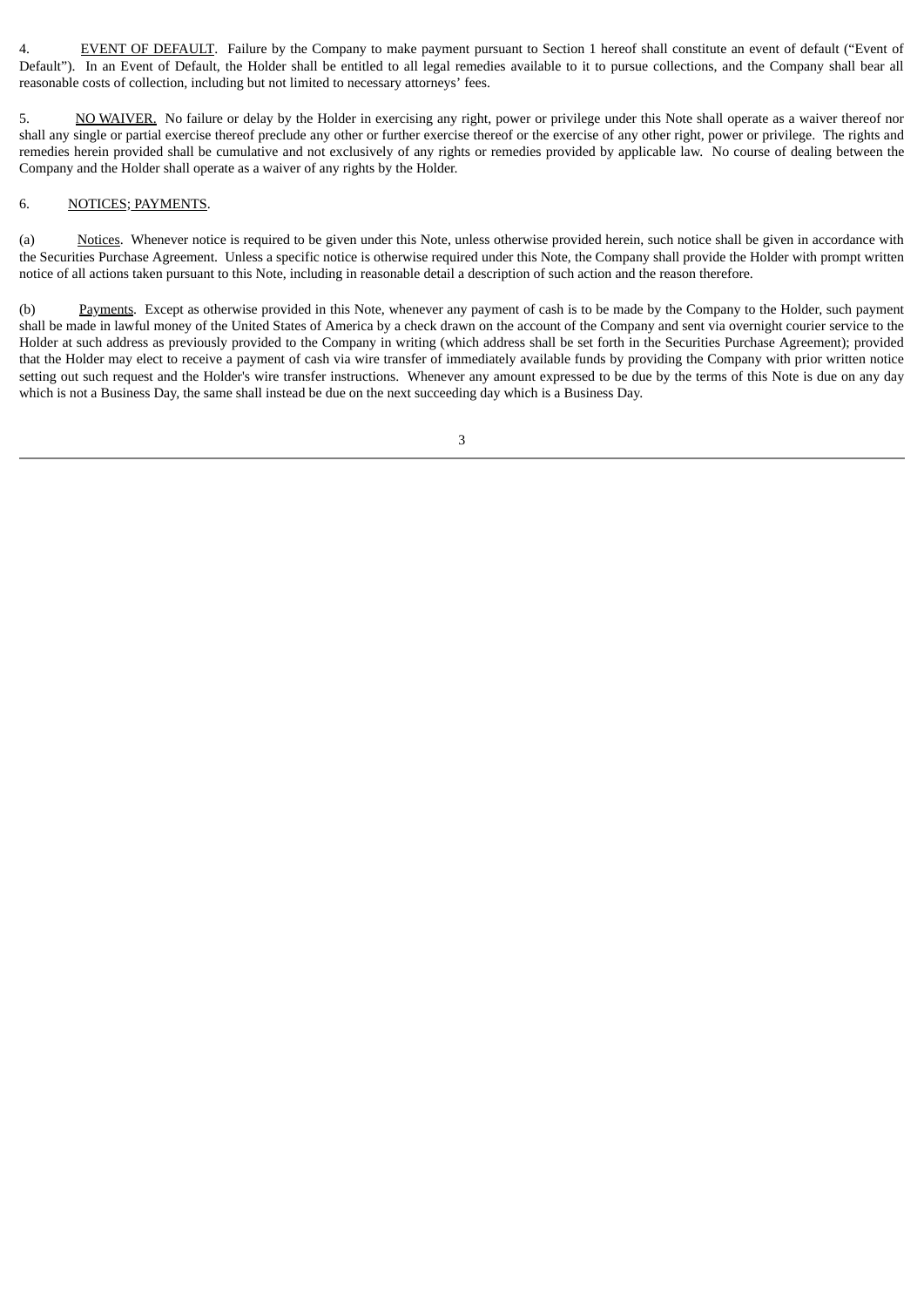4. EVENT OF DEFAULT. Failure by the Company to make payment pursuant to Section 1 hereof shall constitute an event of default ("Event of Default"). In an Event of Default, the Holder shall be entitled to all legal remedies available to it to pursue collections, and the Company shall bear all reasonable costs of collection, including but not limited to necessary attorneys' fees.

5. NO WAIVER. No failure or delay by the Holder in exercising any right, power or privilege under this Note shall operate as a waiver thereof nor shall any single or partial exercise thereof preclude any other or further exercise thereof or the exercise of any other right, power or privilege. The rights and remedies herein provided shall be cumulative and not exclusively of any rights or remedies provided by applicable law. No course of dealing between the Company and the Holder shall operate as a waiver of any rights by the Holder.

6. NOTICES; PAYMENTS.

(a) Notices. Whenever notice is required to be given under this Note, unless otherwise provided herein, such notice shall be given in accordance with the Securities Purchase Agreement. Unless a specific notice is otherwise required under this Note, the Company shall provide the Holder with prompt written notice of all actions taken pursuant to this Note, including in reasonable detail a description of such action and the reason therefore.

(b) Payments. Except as otherwise provided in this Note, whenever any payment of cash is to be made by the Company to the Holder, such payment shall be made in lawful money of the United States of America by a check drawn on the account of the Company and sent via overnight courier service to the Holder at such address as previously provided to the Company in writing (which address shall be set forth in the Securities Purchase Agreement); provided that the Holder may elect to receive a payment of cash via wire transfer of immediately available funds by providing the Company with prior written notice setting out such request and the Holder's wire transfer instructions. Whenever any amount expressed to be due by the terms of this Note is due on any day which is not a Business Day, the same shall instead be due on the next succeeding day which is a Business Day.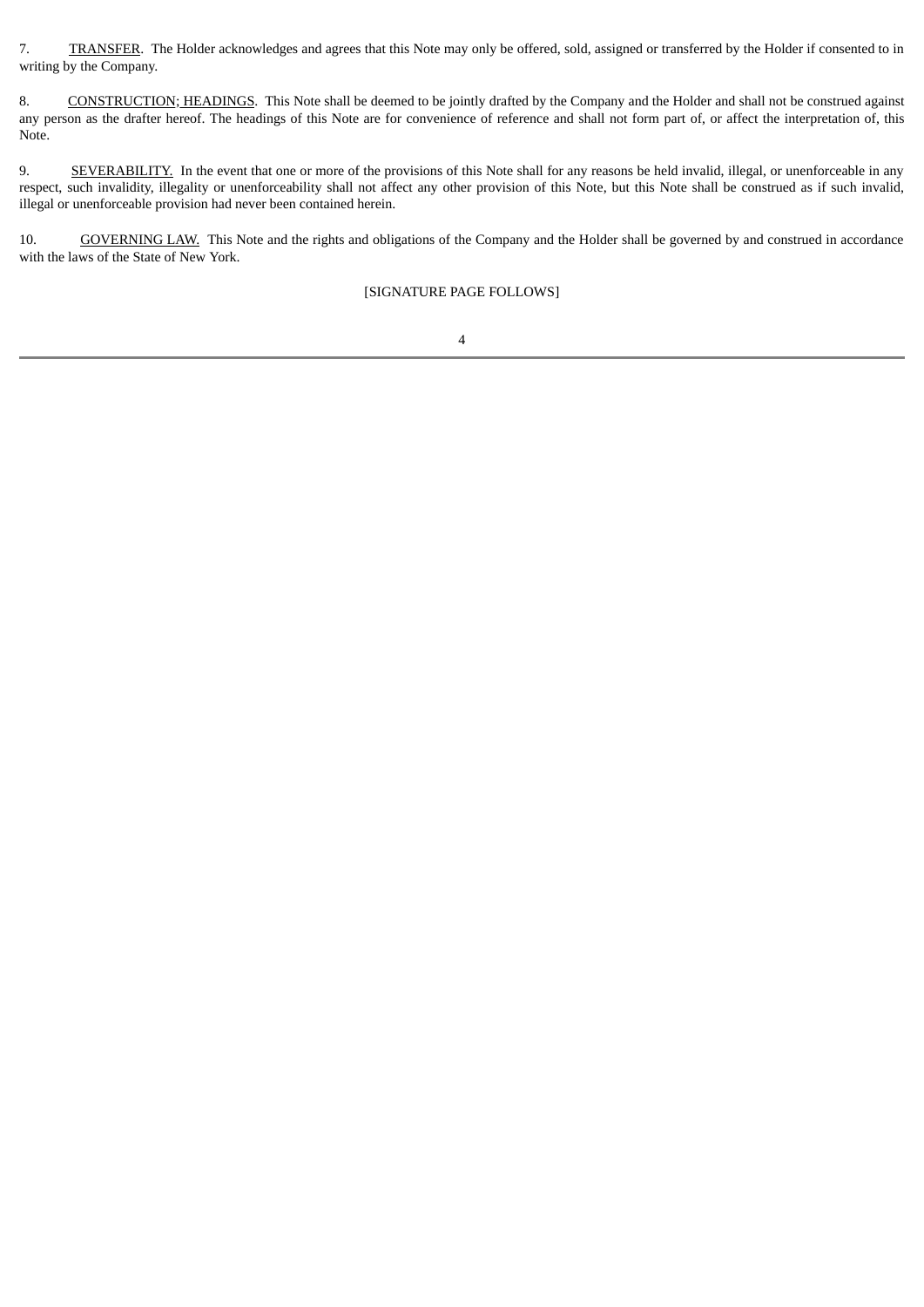7. TRANSFER. The Holder acknowledges and agrees that this Note may only be offered, sold, assigned or transferred by the Holder if consented to in writing by the Company.

8. CONSTRUCTION; HEADINGS. This Note shall be deemed to be jointly drafted by the Company and the Holder and shall not be construed against any person as the drafter hereof. The headings of this Note are for convenience of reference and shall not form part of, or affect the interpretation of, this Note.

9. SEVERABILITY. In the event that one or more of the provisions of this Note shall for any reasons be held invalid, illegal, or unenforceable in any respect, such invalidity, illegality or unenforceability shall not affect any other provision of this Note, but this Note shall be construed as if such invalid, illegal or unenforceable provision had never been contained herein.

10. GOVERNING LAW. This Note and the rights and obligations of the Company and the Holder shall be governed by and construed in accordance with the laws of the State of New York.

[SIGNATURE PAGE FOLLOWS]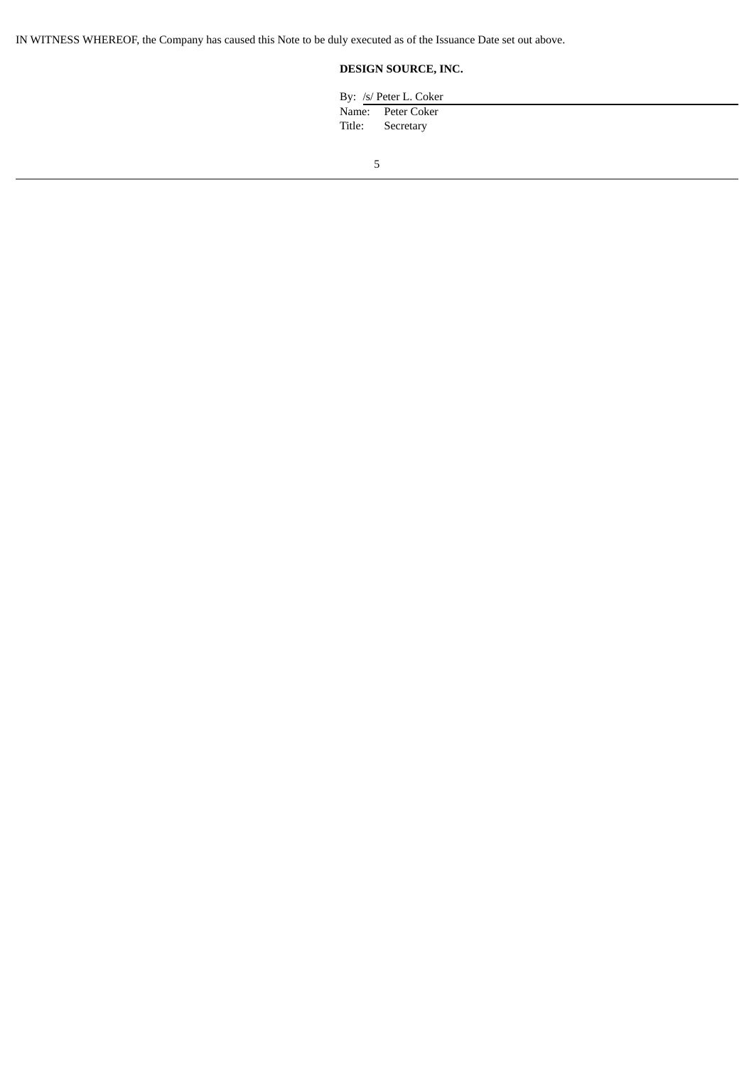IN WITNESS WHEREOF, the Company has caused this Note to be duly executed as of the Issuance Date set out above.

**DESIGN SOURCE, INC.**

By: /s/ Peter L. Coker
Name: Peter Coker
Title: Secretary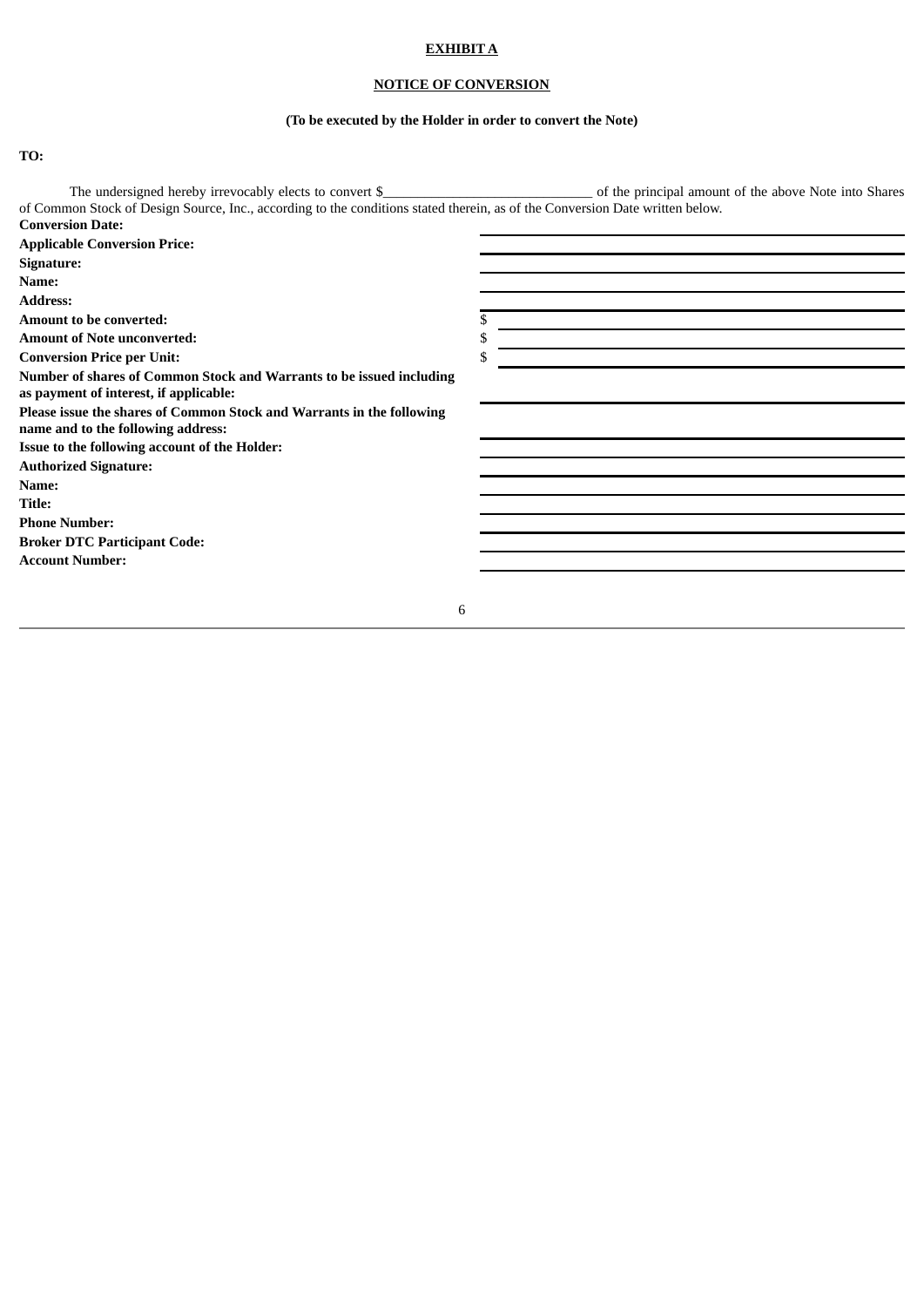**EXHIBIT A**

**NOTICE OF CONVERSION**

**(To be executed by the Holder in order to convert the Note)**

**TO:**

The undersigned hereby irrevocably elects to convert $_____________________________ of the principal amount of the above Note into Shares of Common Stock of Design Source, Inc., according to the conditions stated therein, as of the Conversion Date written below.

| | |
|---|---|
| **Conversion Date:** | |
| **Applicable Conversion Price:** | |
| **Signature:** | |
| **Name:** | |
| **Address:** | |
| **Amount to be converted:** | $ |
| **Amount of Note unconverted:** | $ |
| **Conversion Price per Unit:** | $ |
| **Number of shares of Common Stock and Warrants to be issued including as payment of interest, if applicable:** | |
| **Please issue the shares of Common Stock and Warrants in the following name and to the following address:** | |
| **Issue to the following account of the Holder:** | |
| **Authorized Signature:** | |
| **Name:** | |
| **Title:** | |
| **Phone Number:** | |
| **Broker DTC Participant Code:** | |
| **Account Number:** | |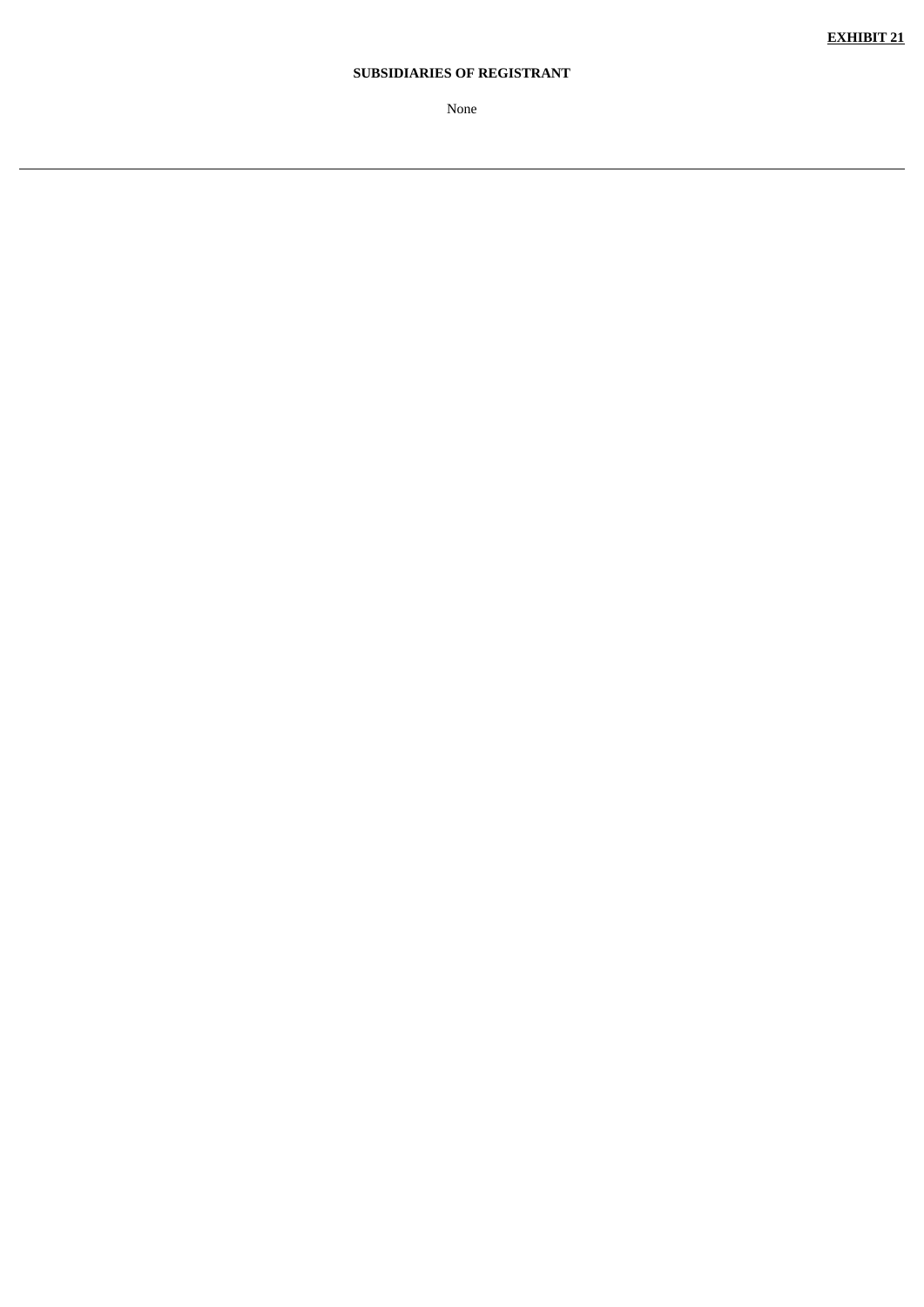**EXHIBIT 21**

# SUBSIDIARIES OF REGISTRANT

None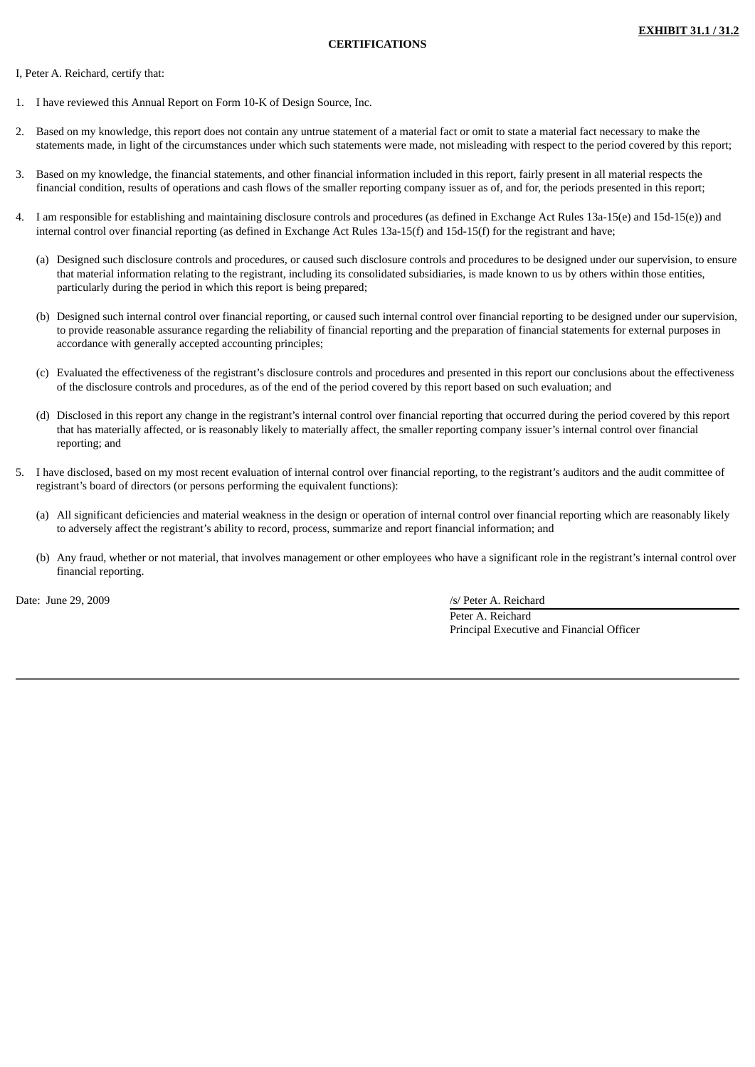**EXHIBIT 31.1 / 31.2**

**CERTIFICATIONS**

I, Peter A. Reichard, certify that:

1. I have reviewed this Annual Report on Form 10-K of Design Source, Inc.

2. Based on my knowledge, this report does not contain any untrue statement of a material fact or omit to state a material fact necessary to make the statements made, in light of the circumstances under which such statements were made, not misleading with respect to the period covered by this report;

3. Based on my knowledge, the financial statements, and other financial information included in this report, fairly present in all material respects the financial condition, results of operations and cash flows of the smaller reporting company issuer as of, and for, the periods presented in this report;

4. I am responsible for establishing and maintaining disclosure controls and procedures (as defined in Exchange Act Rules 13a-15(e) and 15d-15(e)) and internal control over financial reporting (as defined in Exchange Act Rules 13a-15(f) and 15d-15(f) for the registrant and have;

   (a) Designed such disclosure controls and procedures, or caused such disclosure controls and procedures to be designed under our supervision, to ensure that material information relating to the registrant, including its consolidated subsidiaries, is made known to us by others within those entities, particularly during the period in which this report is being prepared;

   (b) Designed such internal control over financial reporting, or caused such internal control over financial reporting to be designed under our supervision, to provide reasonable assurance regarding the reliability of financial reporting and the preparation of financial statements for external purposes in accordance with generally accepted accounting principles;

   (c) Evaluated the effectiveness of the registrant's disclosure controls and procedures and presented in this report our conclusions about the effectiveness of the disclosure controls and procedures, as of the end of the period covered by this report based on such evaluation; and

   (d) Disclosed in this report any change in the registrant's internal control over financial reporting that occurred during the period covered by this report that has materially affected, or is reasonably likely to materially affect, the smaller reporting company issuer's internal control over financial reporting; and

5. I have disclosed, based on my most recent evaluation of internal control over financial reporting, to the registrant's auditors and the audit committee of registrant's board of directors (or persons performing the equivalent functions):

   (a) All significant deficiencies and material weakness in the design or operation of internal control over financial reporting which are reasonably likely to adversely affect the registrant's ability to record, process, summarize and report financial information; and

   (b) Any fraud, whether or not material, that involves management or other employees who have a significant role in the registrant's internal control over financial reporting.

Date: June 29, 2009

/s/ Peter A. Reichard
Peter A. Reichard
Principal Executive and Financial Officer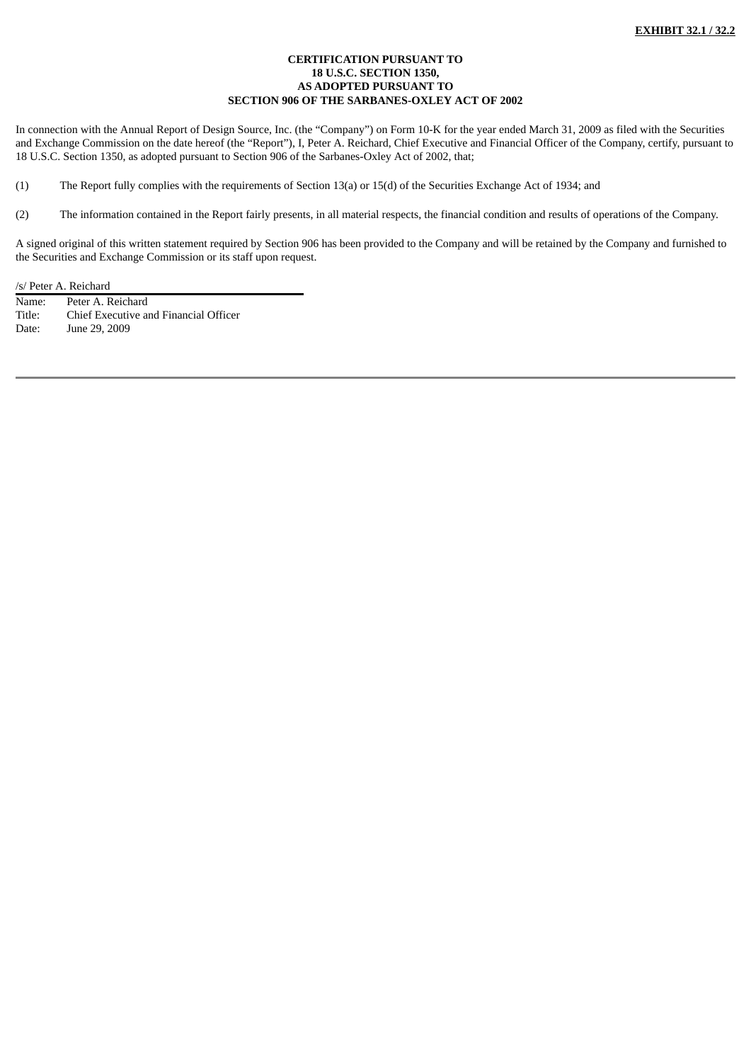**EXHIBIT 32.1 / 32.2**

**CERTIFICATION PURSUANT TO**
**18 U.S.C. SECTION 1350,**
**AS ADOPTED PURSUANT TO**
**SECTION 906 OF THE SARBANES-OXLEY ACT OF 2002**

In connection with the Annual Report of Design Source, Inc. (the "Company") on Form 10-K for the year ended March 31, 2009 as filed with the Securities and Exchange Commission on the date hereof (the "Report"), I, Peter A. Reichard, Chief Executive and Financial Officer of the Company, certify, pursuant to 18 U.S.C. Section 1350, as adopted pursuant to Section 906 of the Sarbanes-Oxley Act of 2002, that;

(1) The Report fully complies with the requirements of Section 13(a) or 15(d) of the Securities Exchange Act of 1934; and

(2) The information contained in the Report fairly presents, in all material respects, the financial condition and results of operations of the Company.

A signed original of this written statement required by Section 906 has been provided to the Company and will be retained by the Company and furnished to the Securities and Exchange Commission or its staff upon request.

/s/ Peter A. Reichard

| | |
|---|---|
| Name: | Peter A. Reichard |
| Title: | Chief Executive and Financial Officer |
| Date: | June 29, 2009 |